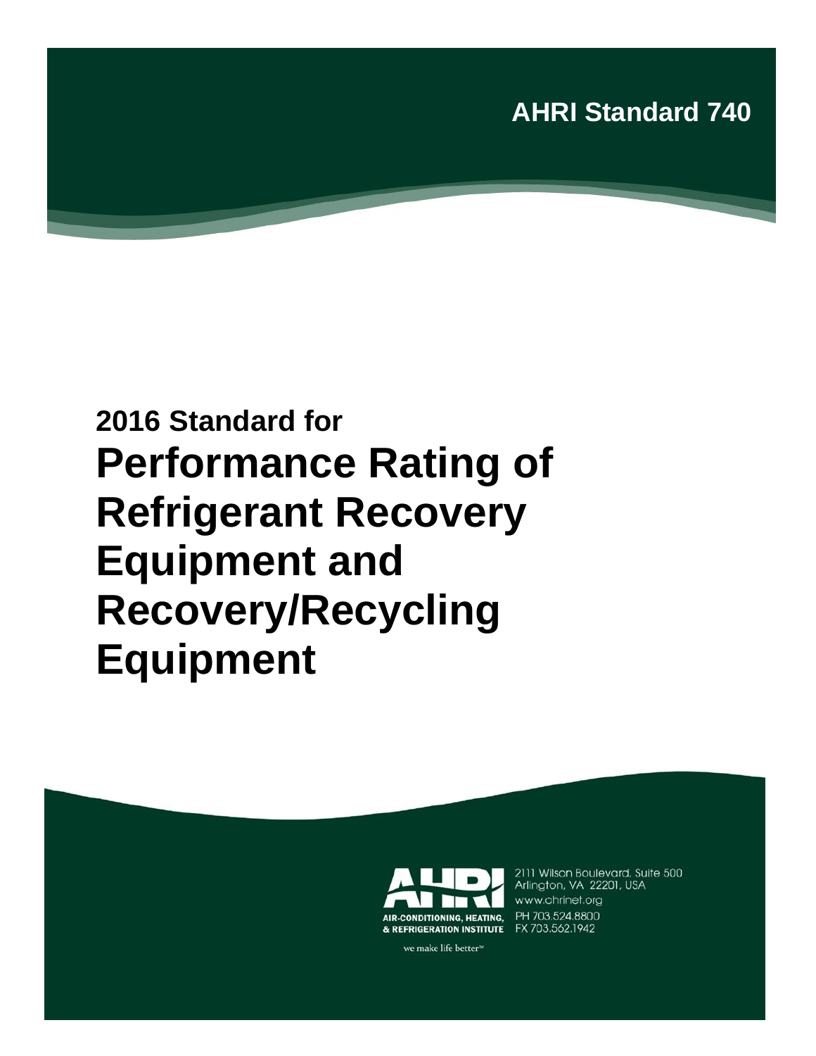AHRI Standard 740

# 2016 Standard for Performance Rating of Refrigerant Recovery Equipment and Recovery/Recycling Equipment

AIR-CONDITIONING, HEATING, & REFRIGERATION INSTITUTE

we make life better™

2111 Wilson Boulevard, Suite 500
Arlington, VA 22201, USA
www.ahrinet.org
PH 703.524.8800
FX 703.562.1942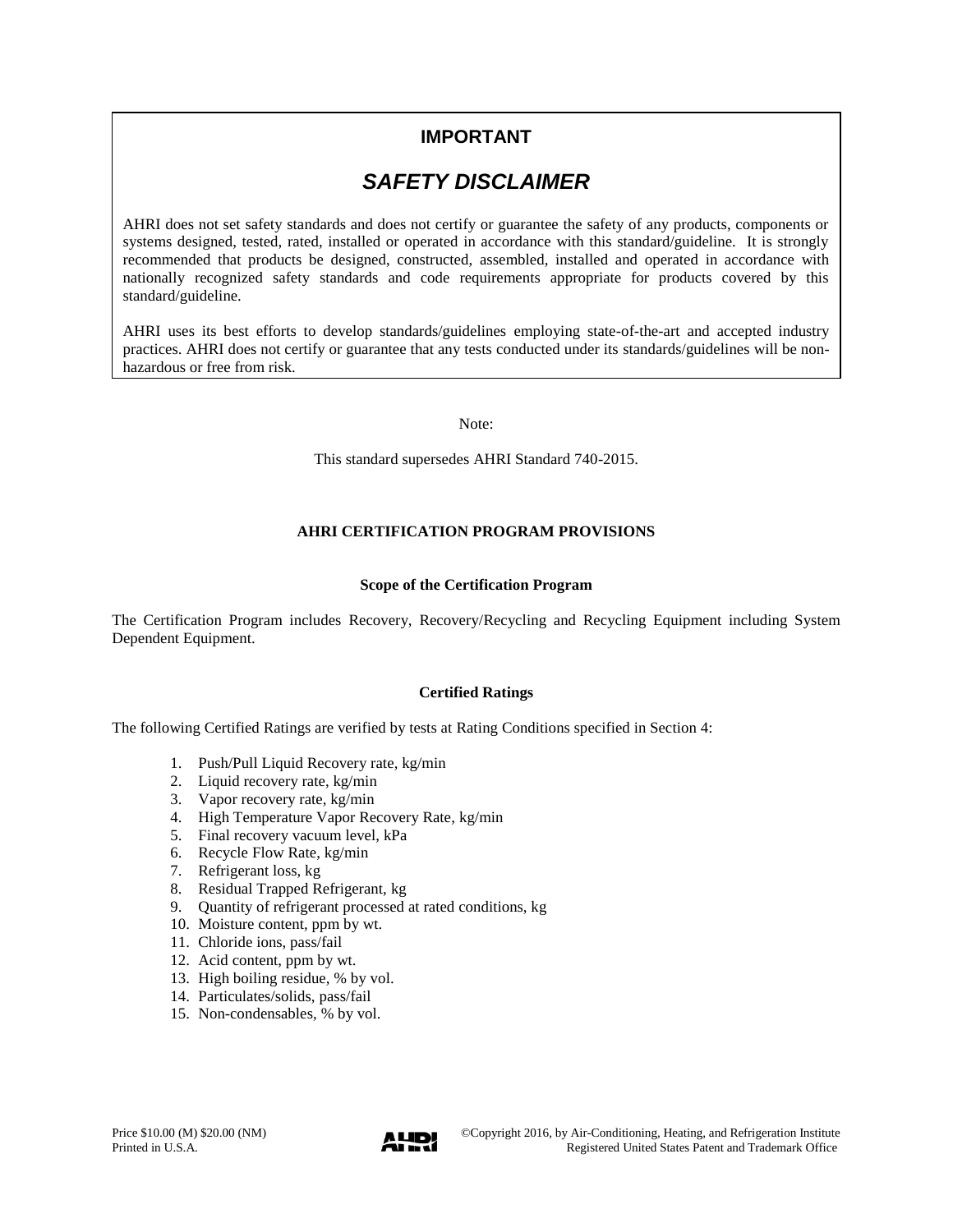**IMPORTANT**

## *SAFETY DISCLAIMER*

AHRI does not set safety standards and does not certify or guarantee the safety of any products, components or systems designed, tested, rated, installed or operated in accordance with this standard/guideline. It is strongly recommended that products be designed, constructed, assembled, installed and operated in accordance with nationally recognized safety standards and code requirements appropriate for products covered by this standard/guideline.

AHRI uses its best efforts to develop standards/guidelines employing state-of-the-art and accepted industry practices. AHRI does not certify or guarantee that any tests conducted under its standards/guidelines will be non-hazardous or free from risk.

Note:

This standard supersedes AHRI Standard 740-2015.

### AHRI CERTIFICATION PROGRAM PROVISIONS

**Scope of the Certification Program**

The Certification Program includes Recovery, Recovery/Recycling and Recycling Equipment including System Dependent Equipment.

**Certified Ratings**

The following Certified Ratings are verified by tests at Rating Conditions specified in Section 4:

1. Push/Pull Liquid Recovery rate, kg/min
2. Liquid recovery rate, kg/min
3. Vapor recovery rate, kg/min
4. High Temperature Vapor Recovery Rate, kg/min
5. Final recovery vacuum level, kPa
6. Recycle Flow Rate, kg/min
7. Refrigerant loss, kg
8. Residual Trapped Refrigerant, kg
9. Quantity of refrigerant processed at rated conditions, kg
10. Moisture content, ppm by wt.
11. Chloride ions, pass/fail
12. Acid content, ppm by wt.
13. High boiling residue, % by vol.
14. Particulates/solids, pass/fail
15. Non-condensables, % by vol.

Price $10.00 (M) $20.00 (NM)
Printed in U.S.A.

©Copyright 2016, by Air-Conditioning, Heating, and Refrigeration Institute
Registered United States Patent and Trademark Office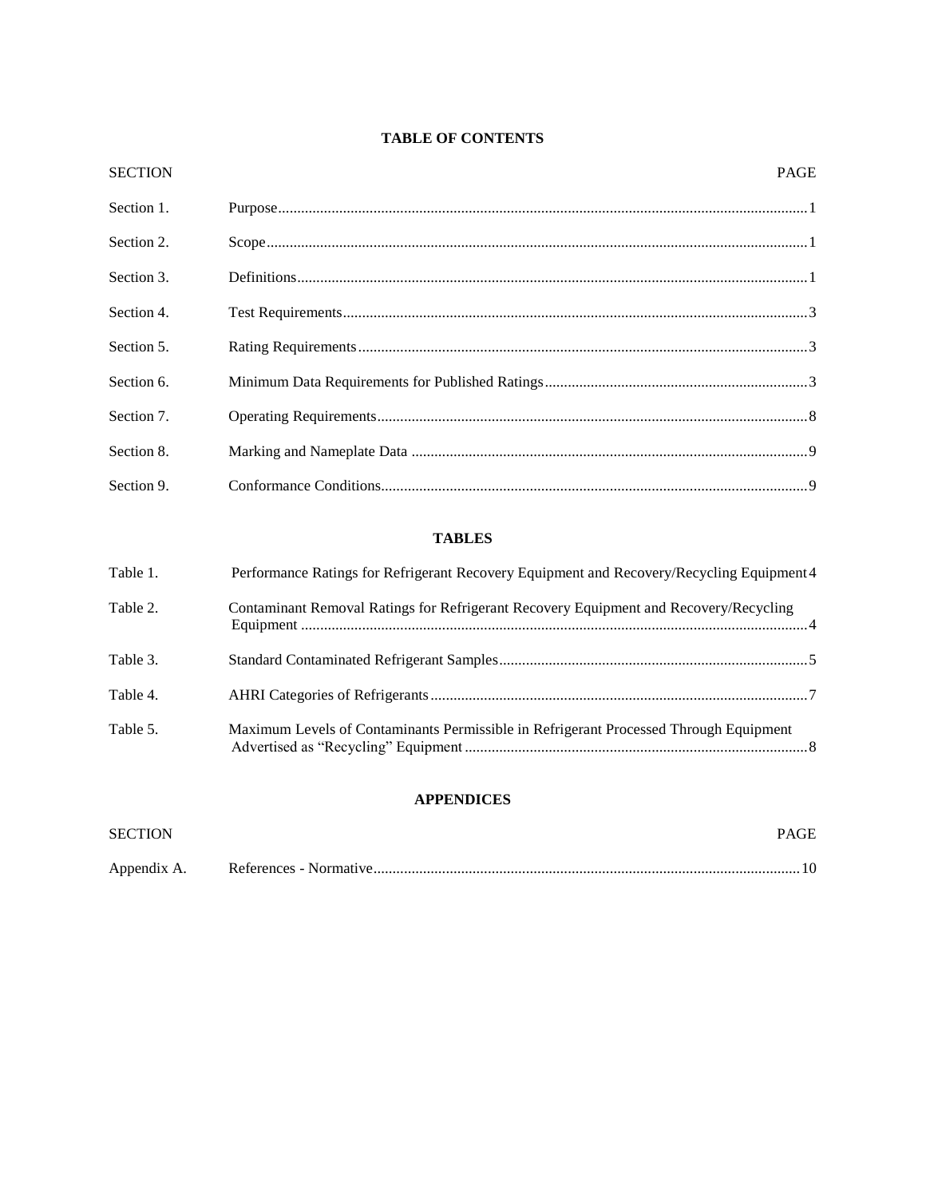**TABLE OF CONTENTS**

| SECTION | | PAGE |
|---|---|---|
| Section 1. | Purpose | 1 |
| Section 2. | Scope | 1 |
| Section 3. | Definitions | 1 |
| Section 4. | Test Requirements | 3 |
| Section 5. | Rating Requirements | 3 |
| Section 6. | Minimum Data Requirements for Published Ratings | 3 |
| Section 7. | Operating Requirements | 8 |
| Section 8. | Marking and Nameplate Data | 9 |
| Section 9. | Conformance Conditions | 9 |

**TABLES**

| | | |
|---|---|---|
| Table 1. | Performance Ratings for Refrigerant Recovery Equipment and Recovery/Recycling Equipment | 4 |
| Table 2. | Contaminant Removal Ratings for Refrigerant Recovery Equipment and Recovery/Recycling Equipment | 4 |
| Table 3. | Standard Contaminated Refrigerant Samples | 5 |
| Table 4. | AHRI Categories of Refrigerants | 7 |
| Table 5. | Maximum Levels of Contaminants Permissible in Refrigerant Processed Through Equipment Advertised as "Recycling" Equipment | 8 |

**APPENDICES**

| SECTION | | PAGE |
|---|---|---|
| Appendix A. | References - Normative | 10 |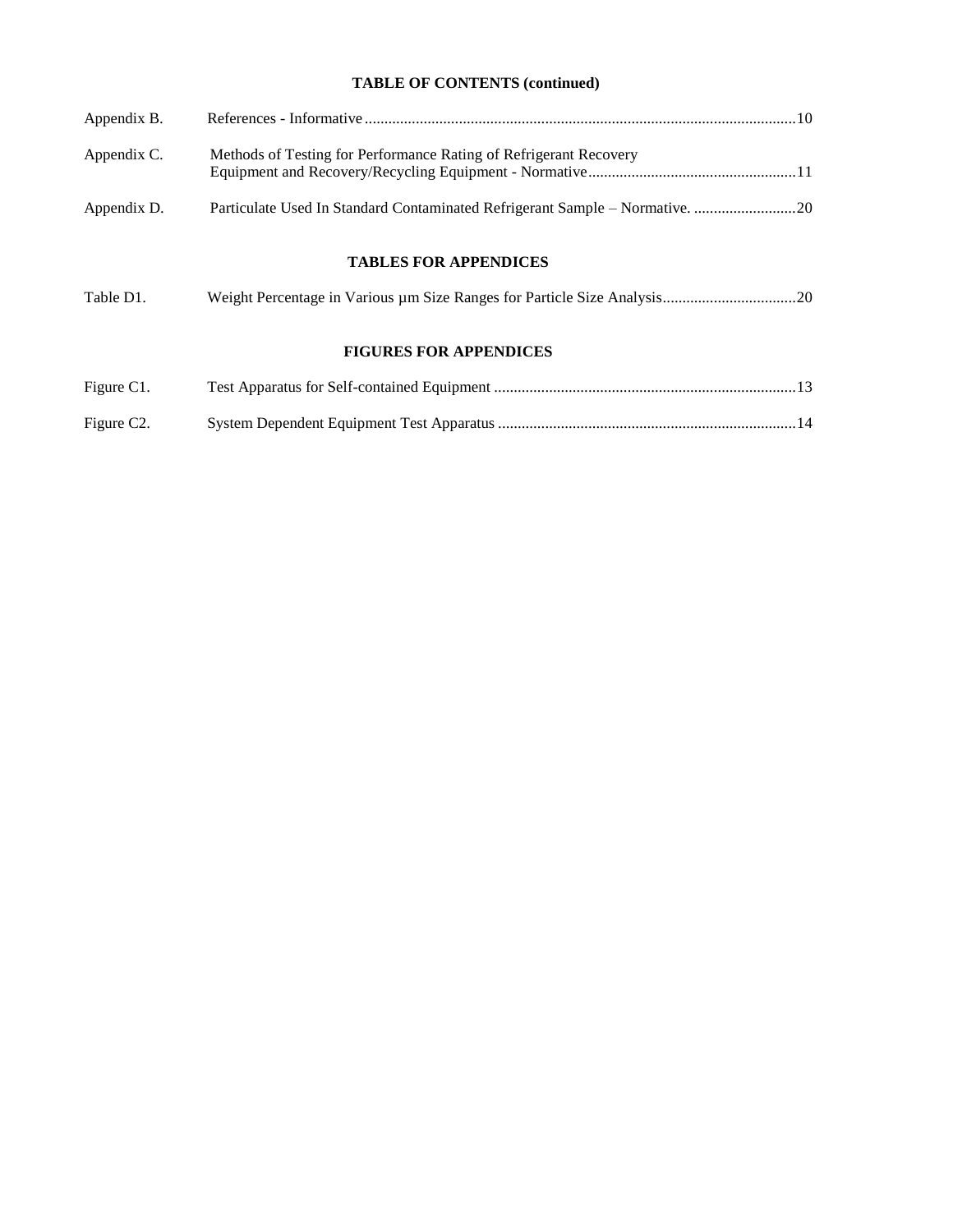**TABLE OF CONTENTS (continued)**

| | | |
|---|---|---|
| Appendix B. | References - Informative | 10 |
| Appendix C. | Methods of Testing for Performance Rating of Refrigerant Recovery Equipment and Recovery/Recycling Equipment - Normative | 11 |
| Appendix D. | Particulate Used In Standard Contaminated Refrigerant Sample – Normative. | 20 |

**TABLES FOR APPENDICES**

| | | |
|---|---|---|
| Table D1. | Weight Percentage in Various µm Size Ranges for Particle Size Analysis | 20 |

**FIGURES FOR APPENDICES**

| | | |
|---|---|---|
| Figure C1. | Test Apparatus for Self-contained Equipment | 13 |
| Figure C2. | System Dependent Equipment Test Apparatus | 14 |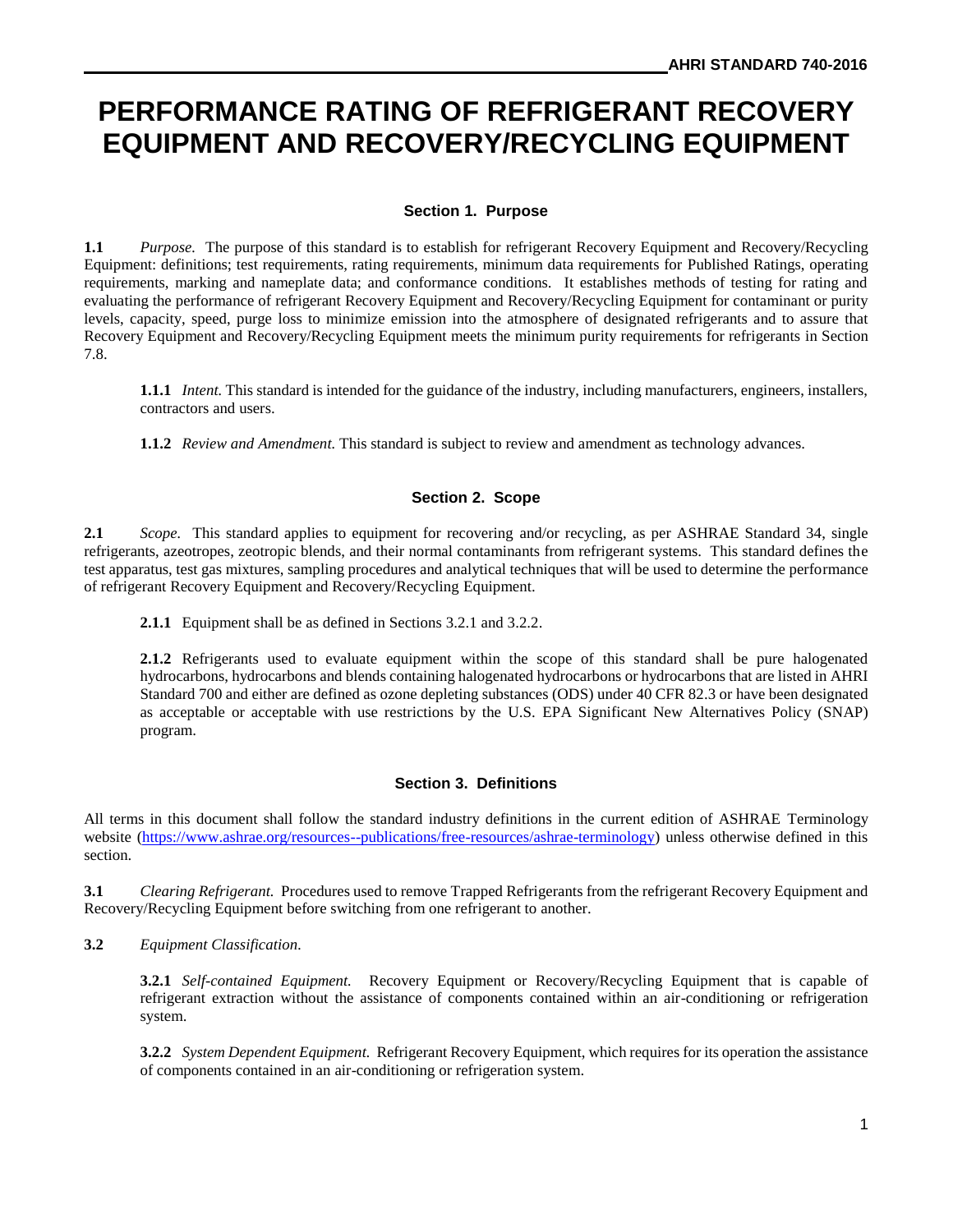# PERFORMANCE RATING OF REFRIGERANT RECOVERY EQUIPMENT AND RECOVERY/RECYCLING EQUIPMENT

## Section 1. Purpose

**1.1** *Purpose.* The purpose of this standard is to establish for refrigerant Recovery Equipment and Recovery/Recycling Equipment: definitions; test requirements, rating requirements, minimum data requirements for Published Ratings, operating requirements, marking and nameplate data; and conformance conditions. It establishes methods of testing for rating and evaluating the performance of refrigerant Recovery Equipment and Recovery/Recycling Equipment for contaminant or purity levels, capacity, speed, purge loss to minimize emission into the atmosphere of designated refrigerants and to assure that Recovery Equipment and Recovery/Recycling Equipment meets the minimum purity requirements for refrigerants in Section 7.8.

**1.1.1** *Intent.* This standard is intended for the guidance of the industry, including manufacturers, engineers, installers, contractors and users.

**1.1.2** *Review and Amendment.* This standard is subject to review and amendment as technology advances.

## Section 2. Scope

**2.1** *Scope.* This standard applies to equipment for recovering and/or recycling, as per ASHRAE Standard 34, single refrigerants, azeotropes, zeotropic blends, and their normal contaminants from refrigerant systems. This standard defines the test apparatus, test gas mixtures, sampling procedures and analytical techniques that will be used to determine the performance of refrigerant Recovery Equipment and Recovery/Recycling Equipment.

**2.1.1** Equipment shall be as defined in Sections 3.2.1 and 3.2.2.

**2.1.2** Refrigerants used to evaluate equipment within the scope of this standard shall be pure halogenated hydrocarbons, hydrocarbons and blends containing halogenated hydrocarbons or hydrocarbons that are listed in AHRI Standard 700 and either are defined as ozone depleting substances (ODS) under 40 CFR 82.3 or have been designated as acceptable or acceptable with use restrictions by the U.S. EPA Significant New Alternatives Policy (SNAP) program.

## Section 3. Definitions

All terms in this document shall follow the standard industry definitions in the current edition of ASHRAE Terminology website (https://www.ashrae.org/resources--publications/free-resources/ashrae-terminology) unless otherwise defined in this section.

**3.1** *Clearing Refrigerant.* Procedures used to remove Trapped Refrigerants from the refrigerant Recovery Equipment and Recovery/Recycling Equipment before switching from one refrigerant to another.

**3.2** *Equipment Classification.*

**3.2.1** *Self-contained Equipment.* Recovery Equipment or Recovery/Recycling Equipment that is capable of refrigerant extraction without the assistance of components contained within an air-conditioning or refrigeration system.

**3.2.2** *System Dependent Equipment.* Refrigerant Recovery Equipment, which requires for its operation the assistance of components contained in an air-conditioning or refrigeration system.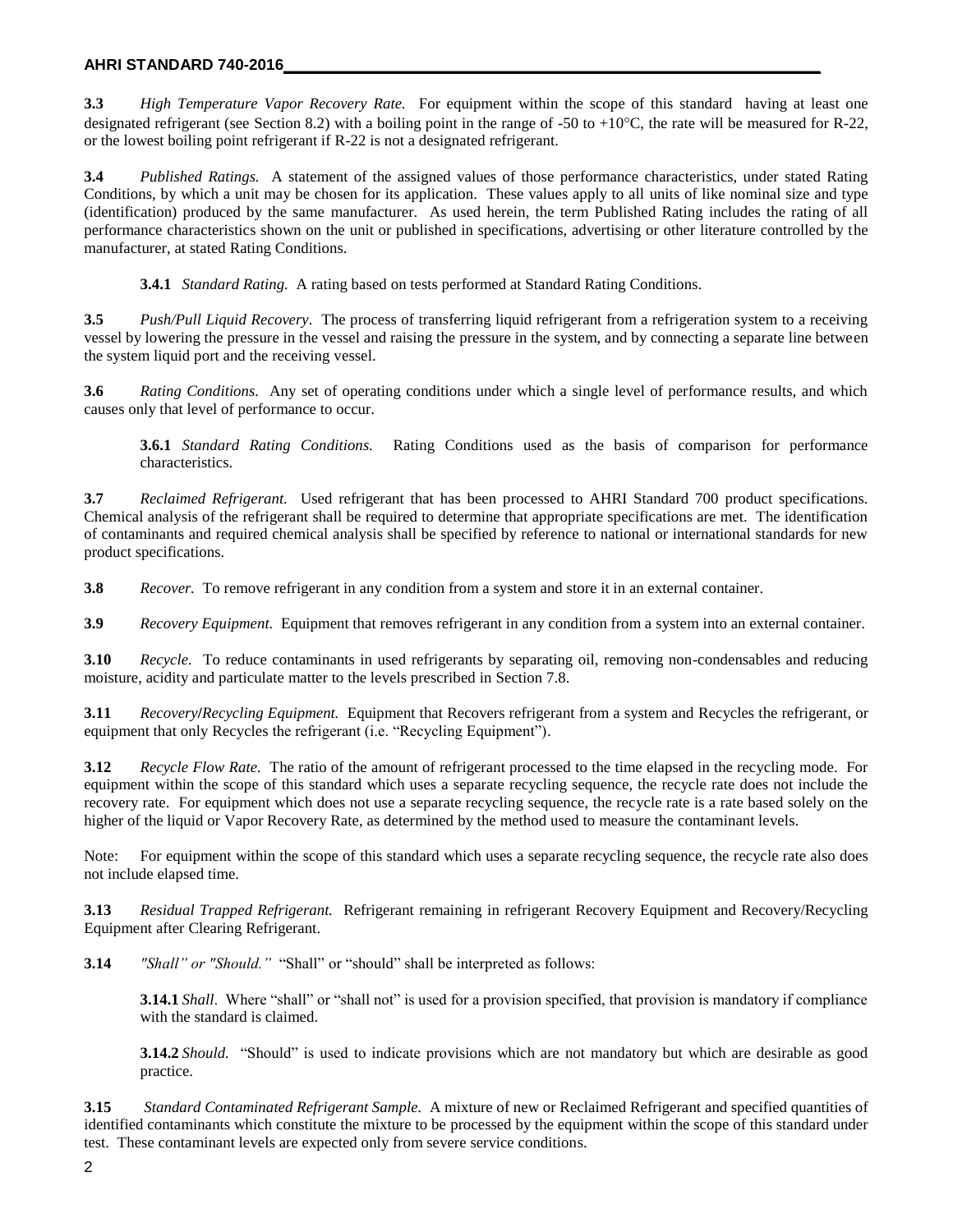**3.3** *High Temperature Vapor Recovery Rate.* For equipment within the scope of this standard having at least one designated refrigerant (see Section 8.2) with a boiling point in the range of -50 to +10°C, the rate will be measured for R-22, or the lowest boiling point refrigerant if R-22 is not a designated refrigerant.

**3.4** *Published Ratings.* A statement of the assigned values of those performance characteristics, under stated Rating Conditions, by which a unit may be chosen for its application. These values apply to all units of like nominal size and type (identification) produced by the same manufacturer. As used herein, the term Published Rating includes the rating of all performance characteristics shown on the unit or published in specifications, advertising or other literature controlled by the manufacturer, at stated Rating Conditions.

> **3.4.1** *Standard Rating.* A rating based on tests performed at Standard Rating Conditions.

**3.5** *Push/Pull Liquid Recovery*. The process of transferring liquid refrigerant from a refrigeration system to a receiving vessel by lowering the pressure in the vessel and raising the pressure in the system, and by connecting a separate line between the system liquid port and the receiving vessel.

**3.6** *Rating Conditions.* Any set of operating conditions under which a single level of performance results, and which causes only that level of performance to occur.

> **3.6.1** *Standard Rating Conditions.* Rating Conditions used as the basis of comparison for performance characteristics.

**3.7** *Reclaimed Refrigerant.* Used refrigerant that has been processed to AHRI Standard 700 product specifications. Chemical analysis of the refrigerant shall be required to determine that appropriate specifications are met. The identification of contaminants and required chemical analysis shall be specified by reference to national or international standards for new product specifications.

**3.8** *Recover.* To remove refrigerant in any condition from a system and store it in an external container.

**3.9** *Recovery Equipment.* Equipment that removes refrigerant in any condition from a system into an external container.

**3.10** *Recycle.* To reduce contaminants in used refrigerants by separating oil, removing non-condensables and reducing moisture, acidity and particulate matter to the levels prescribed in Section 7.8.

**3.11** *Recovery/Recycling Equipment.* Equipment that Recovers refrigerant from a system and Recycles the refrigerant, or equipment that only Recycles the refrigerant (i.e. "Recycling Equipment").

**3.12** *Recycle Flow Rate.* The ratio of the amount of refrigerant processed to the time elapsed in the recycling mode. For equipment within the scope of this standard which uses a separate recycling sequence, the recycle rate does not include the recovery rate. For equipment which does not use a separate recycling sequence, the recycle rate is a rate based solely on the higher of the liquid or Vapor Recovery Rate, as determined by the method used to measure the contaminant levels.

Note: For equipment within the scope of this standard which uses a separate recycling sequence, the recycle rate also does not include elapsed time.

**3.13** *Residual Trapped Refrigerant.* Refrigerant remaining in refrigerant Recovery Equipment and Recovery/Recycling Equipment after Clearing Refrigerant.

**3.14** *"Shall" or "Should."* "Shall" or "should" shall be interpreted as follows:

> **3.14.1** *Shall*. Where "shall" or "shall not" is used for a provision specified, that provision is mandatory if compliance with the standard is claimed.
>
> **3.14.2** *Should.* "Should" is used to indicate provisions which are not mandatory but which are desirable as good practice.

**3.15** *Standard Contaminated Refrigerant Sample.* A mixture of new or Reclaimed Refrigerant and specified quantities of identified contaminants which constitute the mixture to be processed by the equipment within the scope of this standard under test. These contaminant levels are expected only from severe service conditions.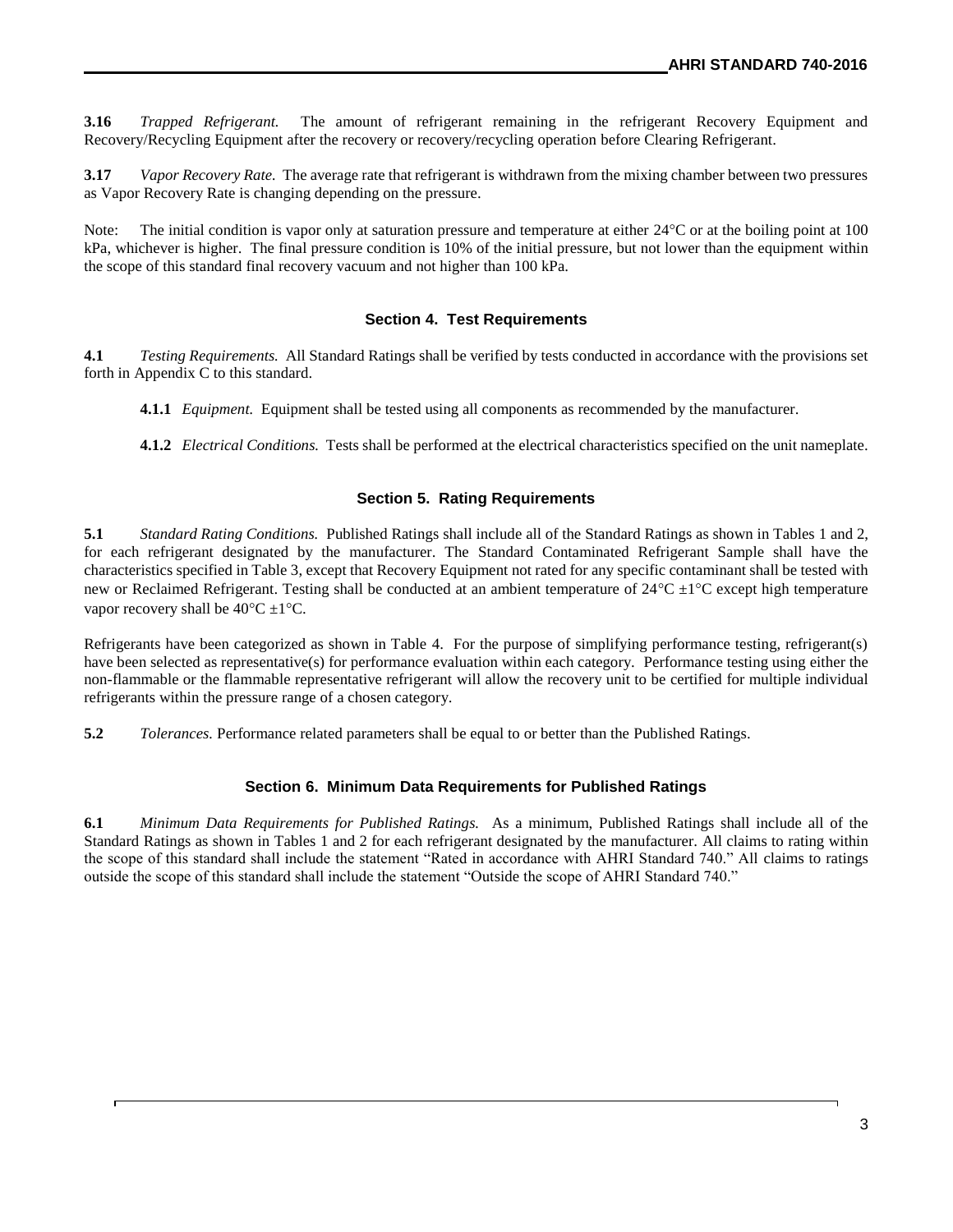**3.16** *Trapped Refrigerant.* The amount of refrigerant remaining in the refrigerant Recovery Equipment and Recovery/Recycling Equipment after the recovery or recovery/recycling operation before Clearing Refrigerant.

**3.17** *Vapor Recovery Rate.* The average rate that refrigerant is withdrawn from the mixing chamber between two pressures as Vapor Recovery Rate is changing depending on the pressure.

Note: The initial condition is vapor only at saturation pressure and temperature at either 24°C or at the boiling point at 100 kPa, whichever is higher. The final pressure condition is 10% of the initial pressure, but not lower than the equipment within the scope of this standard final recovery vacuum and not higher than 100 kPa.

## Section 4. Test Requirements

**4.1** *Testing Requirements.* All Standard Ratings shall be verified by tests conducted in accordance with the provisions set forth in Appendix C to this standard.

**4.1.1** *Equipment.* Equipment shall be tested using all components as recommended by the manufacturer.

**4.1.2** *Electrical Conditions.* Tests shall be performed at the electrical characteristics specified on the unit nameplate.

## Section 5. Rating Requirements

**5.1** *Standard Rating Conditions.* Published Ratings shall include all of the Standard Ratings as shown in Tables 1 and 2, for each refrigerant designated by the manufacturer. The Standard Contaminated Refrigerant Sample shall have the characteristics specified in Table 3, except that Recovery Equipment not rated for any specific contaminant shall be tested with new or Reclaimed Refrigerant. Testing shall be conducted at an ambient temperature of 24°C ±1°C except high temperature vapor recovery shall be 40°C ±1°C.

Refrigerants have been categorized as shown in Table 4. For the purpose of simplifying performance testing, refrigerant(s) have been selected as representative(s) for performance evaluation within each category. Performance testing using either the non-flammable or the flammable representative refrigerant will allow the recovery unit to be certified for multiple individual refrigerants within the pressure range of a chosen category.

**5.2** *Tolerances.* Performance related parameters shall be equal to or better than the Published Ratings.

## Section 6. Minimum Data Requirements for Published Ratings

**6.1** *Minimum Data Requirements for Published Ratings.* As a minimum, Published Ratings shall include all of the Standard Ratings as shown in Tables 1 and 2 for each refrigerant designated by the manufacturer. All claims to rating within the scope of this standard shall include the statement "Rated in accordance with AHRI Standard 740." All claims to ratings outside the scope of this standard shall include the statement "Outside the scope of AHRI Standard 740."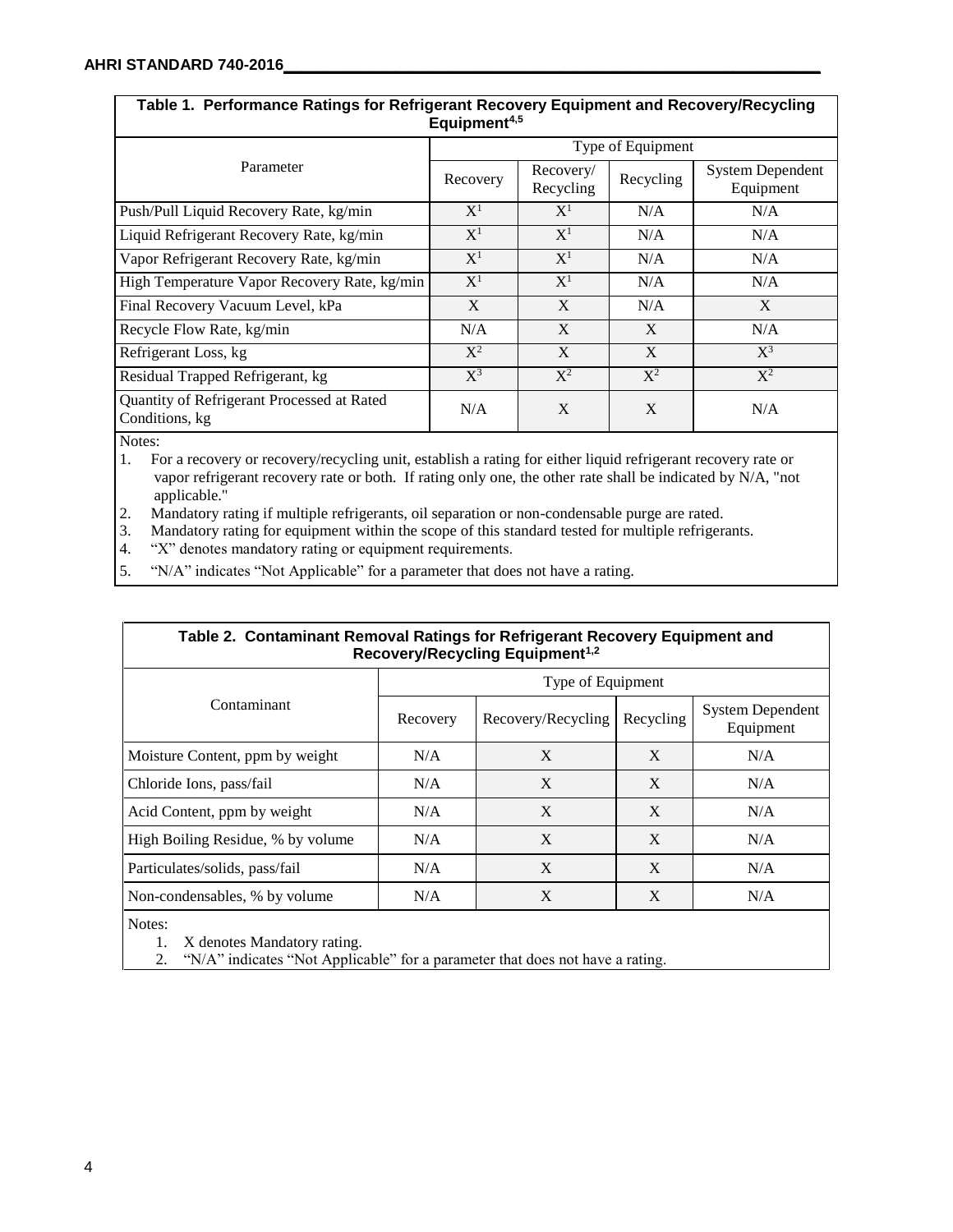**Table 1. Performance Ratings for Refrigerant Recovery Equipment and Recovery/Recycling Equipment[4,5]**

| Parameter | Type of Equipment | | | |
|---|---|---|---|---|
| | Recovery | Recovery/ Recycling | Recycling | System Dependent Equipment |
| Push/Pull Liquid Recovery Rate, kg/min | X[1] | X[1] | N/A | N/A |
| Liquid Refrigerant Recovery Rate, kg/min | X[1] | X[1] | N/A | N/A |
| Vapor Refrigerant Recovery Rate, kg/min | X[1] | X[1] | N/A | N/A |
| High Temperature Vapor Recovery Rate, kg/min | X[1] | X[1] | N/A | N/A |
| Final Recovery Vacuum Level, kPa | X | X | N/A | X |
| Recycle Flow Rate, kg/min | N/A | X | X | N/A |
| Refrigerant Loss, kg | X[2] | X | X | X[3] |
| Residual Trapped Refrigerant, kg | X[3] | X[2] | X[2] | X[2] |
| Quantity of Refrigerant Processed at Rated Conditions, kg | N/A | X | X | N/A |

Notes:

1. For a recovery or recovery/recycling unit, establish a rating for either liquid refrigerant recovery rate or vapor refrigerant recovery rate or both. If rating only one, the other rate shall be indicated by N/A, "not applicable."
2. Mandatory rating if multiple refrigerants, oil separation or non-condensable purge are rated.
3. Mandatory rating for equipment within the scope of this standard tested for multiple refrigerants.
4. "X" denotes mandatory rating or equipment requirements.
5. "N/A" indicates "Not Applicable" for a parameter that does not have a rating.

**Table 2. Contaminant Removal Ratings for Refrigerant Recovery Equipment and Recovery/Recycling Equipment[1,2]**

| Contaminant | Type of Equipment | | | |
|---|---|---|---|---|
| | Recovery | Recovery/Recycling | Recycling | System Dependent Equipment |
| Moisture Content, ppm by weight | N/A | X | X | N/A |
| Chloride Ions, pass/fail | N/A | X | X | N/A |
| Acid Content, ppm by weight | N/A | X | X | N/A |
| High Boiling Residue, % by volume | N/A | X | X | N/A |
| Particulates/solids, pass/fail | N/A | X | X | N/A |
| Non-condensables, % by volume | N/A | X | X | N/A |

Notes:

1. X denotes Mandatory rating.
2. "N/A" indicates "Not Applicable" for a parameter that does not have a rating.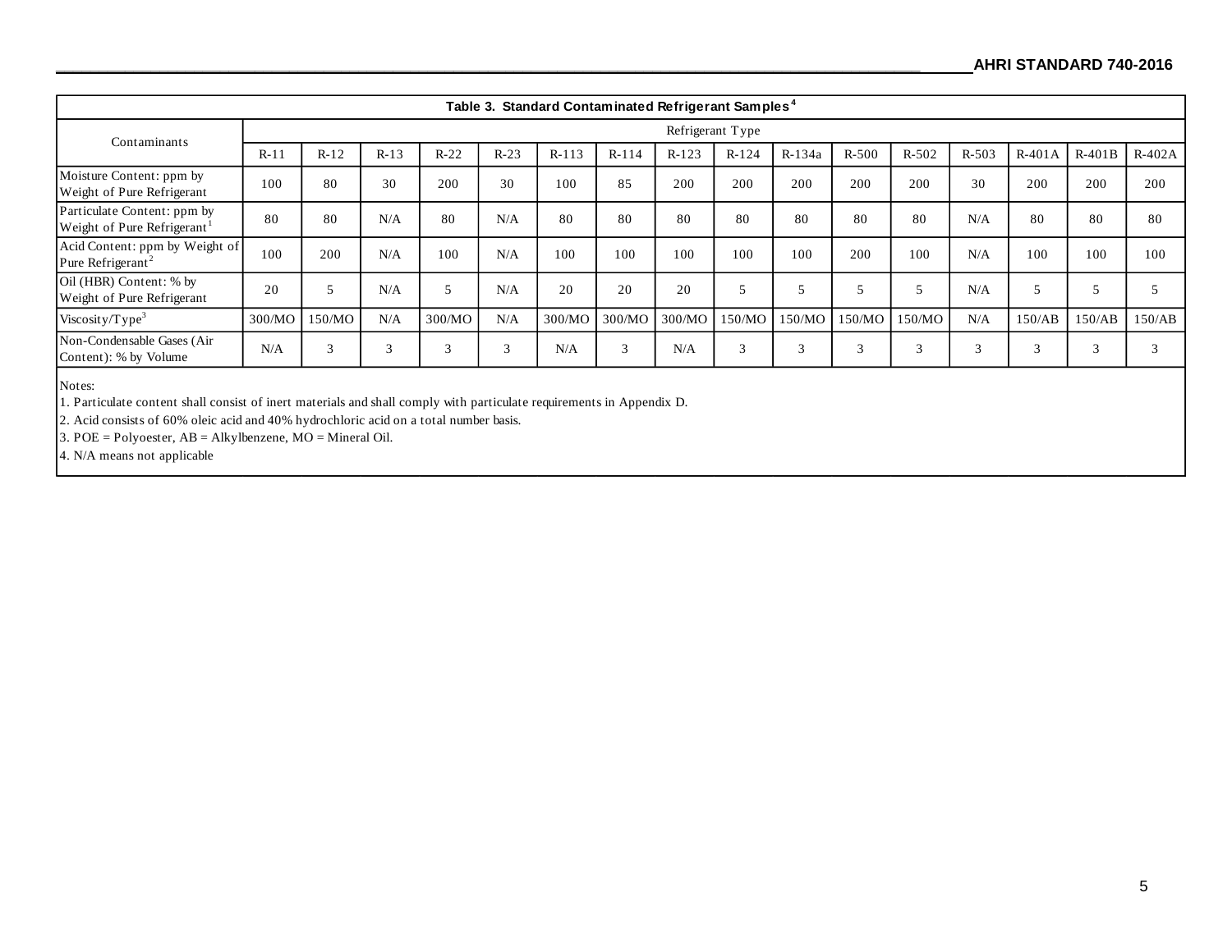**Table 3. Standard Contaminated Refrigerant Samples[4]**

| Contaminants | Refrigerant Type | | | | | | | | | | | | | | | |
|---|---|---|---|---|---|---|---|---|---|---|---|---|---|---|---|---|
| | R-11 | R-12 | R-13 | R-22 | R-23 | R-113 | R-114 | R-123 | R-124 | R-134a | R-500 | R-502 | R-503 | R-401A | R-401B | R-402A |
| Moisture Content: ppm by Weight of Pure Refrigerant | 100 | 80 | 30 | 200 | 30 | 100 | 85 | 200 | 200 | 200 | 200 | 200 | 30 | 200 | 200 | 200 |
| Particulate Content: ppm by Weight of Pure Refrigerant[1] | 80 | 80 | N/A | 80 | N/A | 80 | 80 | 80 | 80 | 80 | 80 | 80 | N/A | 80 | 80 | 80 |
| Acid Content: ppm by Weight of Pure Refrigerant[2] | 100 | 200 | N/A | 100 | N/A | 100 | 100 | 100 | 100 | 100 | 200 | 100 | N/A | 100 | 100 | 100 |
| Oil (HBR) Content: % by Weight of Pure Refrigerant | 20 | 5 | N/A | 5 | N/A | 20 | 20 | 20 | 5 | 5 | 5 | 5 | N/A | 5 | 5 | 5 |
| Viscosity/Type[3] | 300/MO | 150/MO | N/A | 300/MO | N/A | 300/MO | 300/MO | 300/MO | 150/MO | 150/MO | 150/MO | 150/MO | N/A | 150/AB | 150/AB | 150/AB |
| Non-Condensable Gases (Air Content): % by Volume | N/A | 3 | 3 | 3 | 3 | N/A | 3 | N/A | 3 | 3 | 3 | 3 | 3 | 3 | 3 | 3 |

Notes:

1. Particulate content shall consist of inert materials and shall comply with particulate requirements in Appendix D.
2. Acid consists of 60% oleic acid and 40% hydrochloric acid on a total number basis.
3. POE = Polyoester, AB = Alkylbenzene, MO = Mineral Oil.
4. N/A means not applicable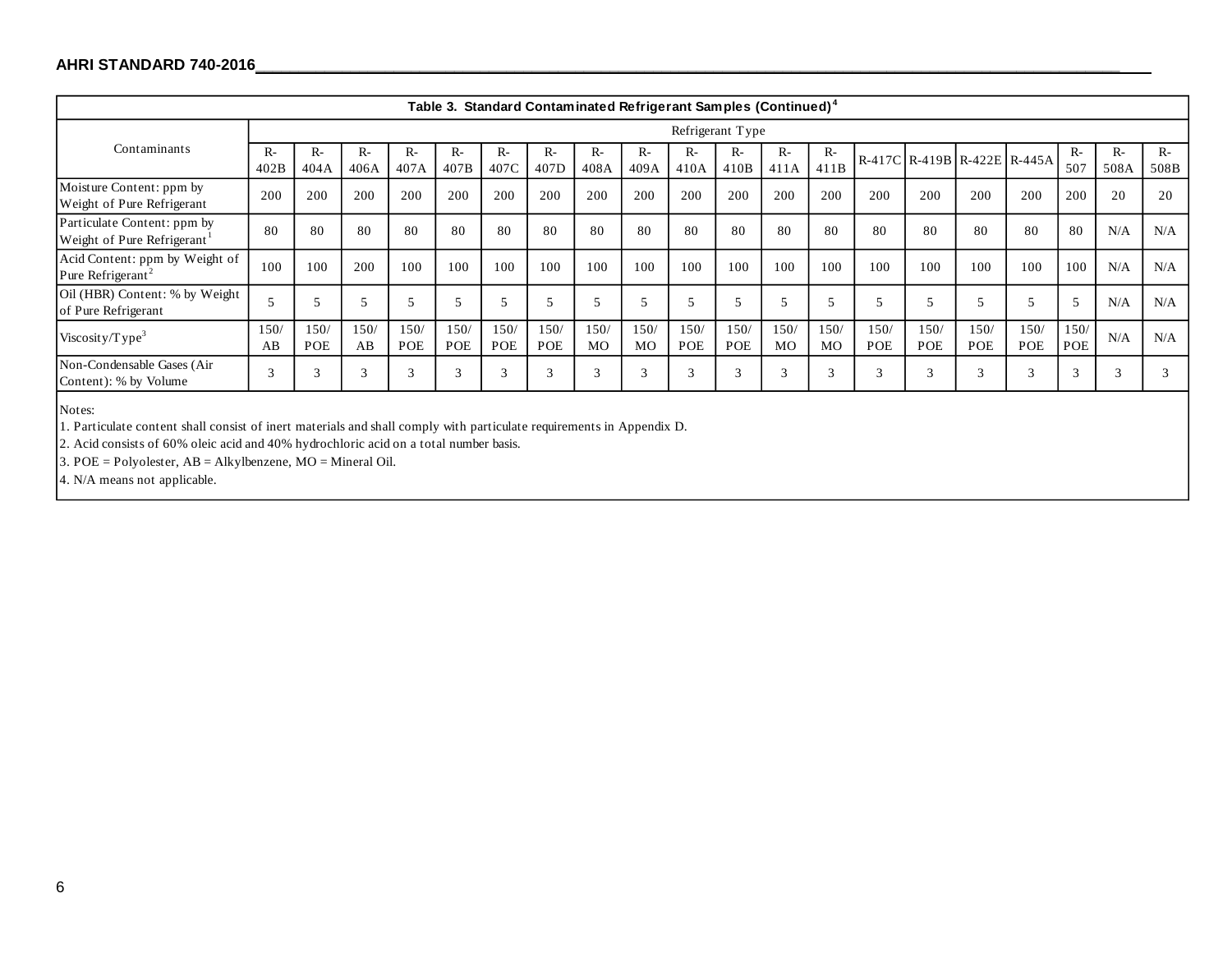| Table 3. Standard Contaminated Refrigerant Samples (Continued)[4] | | | | | | | | | | | | | | | | | | | | |
|---|---|---|---|---|---|---|---|---|---|---|---|---|---|---|---|---|---|---|---|---|
| Contaminants | Refrigerant Type | | | | | | | | | | | | | | | | | | | |
| | R-402B | R-404A | R-406A | R-407A | R-407B | R-407C | R-407D | R-408A | R-409A | R-410A | R-410B | R-411A | R-411B | R-417C | R-419B | R-422E | R-445A | R-507 | R-508A | R-508B |
| Moisture Content: ppm by Weight of Pure Refrigerant | 200 | 200 | 200 | 200 | 200 | 200 | 200 | 200 | 200 | 200 | 200 | 200 | 200 | 200 | 200 | 200 | 200 | 200 | 20 | 20 |
| Particulate Content: ppm by Weight of Pure Refrigerant[1] | 80 | 80 | 80 | 80 | 80 | 80 | 80 | 80 | 80 | 80 | 80 | 80 | 80 | 80 | 80 | 80 | 80 | 80 | N/A | N/A |
| Acid Content: ppm by Weight of Pure Refrigerant[2] | 100 | 100 | 200 | 100 | 100 | 100 | 100 | 100 | 100 | 100 | 100 | 100 | 100 | 100 | 100 | 100 | 100 | 100 | N/A | N/A |
| Oil (HBR) Content: % by Weight of Pure Refrigerant | 5 | 5 | 5 | 5 | 5 | 5 | 5 | 5 | 5 | 5 | 5 | 5 | 5 | 5 | 5 | 5 | 5 | 5 | N/A | N/A |
| Viscosity/Type[3] | 150/ AB | 150/ POE | 150/ AB | 150/ POE | 150/ POE | 150/ POE | 150/ POE | 150/ MO | 150/ MO | 150/ POE | 150/ POE | 150/ MO | 150/ MO | 150/ POE | 150/ POE | 150/ POE | 150/ POE | 150/ POE | N/A | N/A |
| Non-Condensable Gases (Air Content): % by Volume | 3 | 3 | 3 | 3 | 3 | 3 | 3 | 3 | 3 | 3 | 3 | 3 | 3 | 3 | 3 | 3 | 3 | 3 | 3 | 3 |

Notes:

1. Particulate content shall consist of inert materials and shall comply with particulate requirements in Appendix D.
2. Acid consists of 60% oleic acid and 40% hydrochloric acid on a total number basis.
3. POE = Polyolester, AB = Alkylbenzene, MO = Mineral Oil.
4. N/A means not applicable.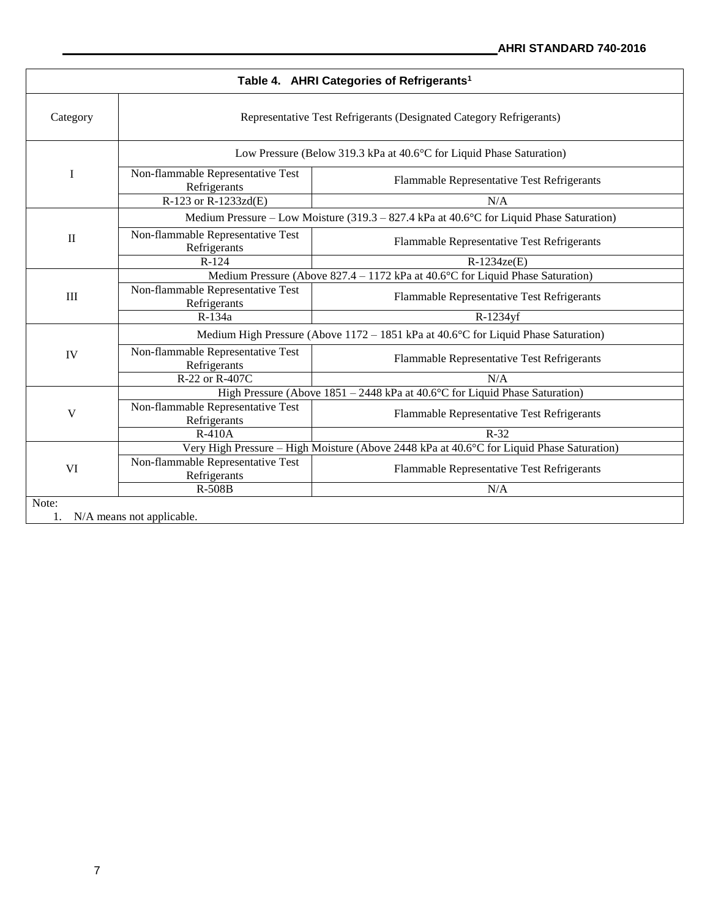**Table 4. AHRI Categories of Refrigerants[1]**

| Category | Representative Test Refrigerants (Designated Category Refrigerants) | |
|---|---|---|
| I | Low Pressure (Below 319.3 kPa at 40.6°C for Liquid Phase Saturation) | |
| | Non-flammable Representative Test Refrigerants | Flammable Representative Test Refrigerants |
| | R-123 or R-1233zd(E) | N/A |
| II | Medium Pressure – Low Moisture (319.3 – 827.4 kPa at 40.6°C for Liquid Phase Saturation) | |
| | Non-flammable Representative Test Refrigerants | Flammable Representative Test Refrigerants |
| | R-124 | R-1234ze(E) |
| III | Medium Pressure (Above 827.4 – 1172 kPa at 40.6°C for Liquid Phase Saturation) | |
| | Non-flammable Representative Test Refrigerants | Flammable Representative Test Refrigerants |
| | R-134a | R-1234yf |
| IV | Medium High Pressure (Above 1172 – 1851 kPa at 40.6°C for Liquid Phase Saturation) | |
| | Non-flammable Representative Test Refrigerants | Flammable Representative Test Refrigerants |
| | R-22 or R-407C | N/A |
| V | High Pressure (Above 1851 – 2448 kPa at 40.6°C for Liquid Phase Saturation) | |
| | Non-flammable Representative Test Refrigerants | Flammable Representative Test Refrigerants |
| | R-410A | R-32 |
| VI | Very High Pressure – High Moisture (Above 2448 kPa at 40.6°C for Liquid Phase Saturation) | |
| | Non-flammable Representative Test Refrigerants | Flammable Representative Test Refrigerants |
| | R-508B | N/A |

Note:
1. N/A means not applicable.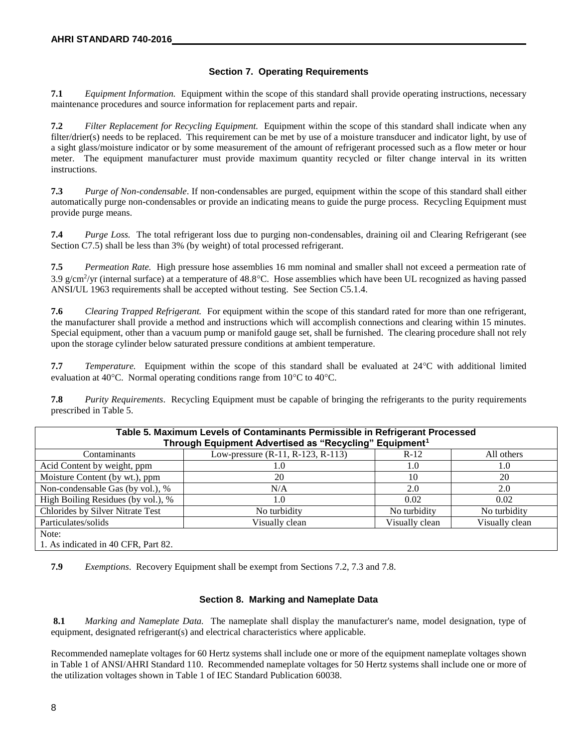## Section 7. Operating Requirements

**7.1** *Equipment Information.* Equipment within the scope of this standard shall provide operating instructions, necessary maintenance procedures and source information for replacement parts and repair.

**7.2** *Filter Replacement for Recycling Equipment.* Equipment within the scope of this standard shall indicate when any filter/drier(s) needs to be replaced. This requirement can be met by use of a moisture transducer and indicator light, by use of a sight glass/moisture indicator or by some measurement of the amount of refrigerant processed such as a flow meter or hour meter. The equipment manufacturer must provide maximum quantity recycled or filter change interval in its written instructions.

**7.3** *Purge of Non-condensable*. If non-condensables are purged, equipment within the scope of this standard shall either automatically purge non-condensables or provide an indicating means to guide the purge process. Recycling Equipment must provide purge means.

**7.4** *Purge Loss.* The total refrigerant loss due to purging non-condensables, draining oil and Clearing Refrigerant (see Section C7.5) shall be less than 3% (by weight) of total processed refrigerant.

**7.5** *Permeation Rate.* High pressure hose assemblies 16 mm nominal and smaller shall not exceed a permeation rate of 3.9 $g/cm^2/yr$ (internal surface) at a temperature of 48.8°C. Hose assemblies which have been UL recognized as having passed ANSI/UL 1963 requirements shall be accepted without testing. See Section C5.1.4.

**7.6** *Clearing Trapped Refrigerant.* For equipment within the scope of this standard rated for more than one refrigerant, the manufacturer shall provide a method and instructions which will accomplish connections and clearing within 15 minutes. Special equipment, other than a vacuum pump or manifold gauge set, shall be furnished. The clearing procedure shall not rely upon the storage cylinder below saturated pressure conditions at ambient temperature.

**7.7** *Temperature.* Equipment within the scope of this standard shall be evaluated at 24°C with additional limited evaluation at 40°C. Normal operating conditions range from 10°C to 40°C.

**7.8** *Purity Requirements*. Recycling Equipment must be capable of bringing the refrigerants to the purity requirements prescribed in Table 5.

**Table 5. Maximum Levels of Contaminants Permissible in Refrigerant Processed Through Equipment Advertised as "Recycling" Equipment[1]**

| Contaminants | Low-pressure (R-11, R-123, R-113) | R-12 | All others |
|---|---|---|---|
| Acid Content by weight, ppm | 1.0 | 1.0 | 1.0 |
| Moisture Content (by wt.), ppm | 20 | 10 | 20 |
| Non-condensable Gas (by vol.), % | N/A | 2.0 | 2.0 |
| High Boiling Residues (by vol.), % | 1.0 | 0.02 | 0.02 |
| Chlorides by Silver Nitrate Test | No turbidity | No turbidity | No turbidity |
| Particulates/solids | Visually clean | Visually clean | Visually clean |

Note:
1. As indicated in 40 CFR, Part 82.

**7.9** *Exemptions*. Recovery Equipment shall be exempt from Sections 7.2, 7.3 and 7.8.

## Section 8. Marking and Nameplate Data

**8.1** *Marking and Nameplate Data.* The nameplate shall display the manufacturer's name, model designation, type of equipment, designated refrigerant(s) and electrical characteristics where applicable.

Recommended nameplate voltages for 60 Hertz systems shall include one or more of the equipment nameplate voltages shown in Table 1 of ANSI/AHRI Standard 110. Recommended nameplate voltages for 50 Hertz systems shall include one or more of the utilization voltages shown in Table 1 of IEC Standard Publication 60038.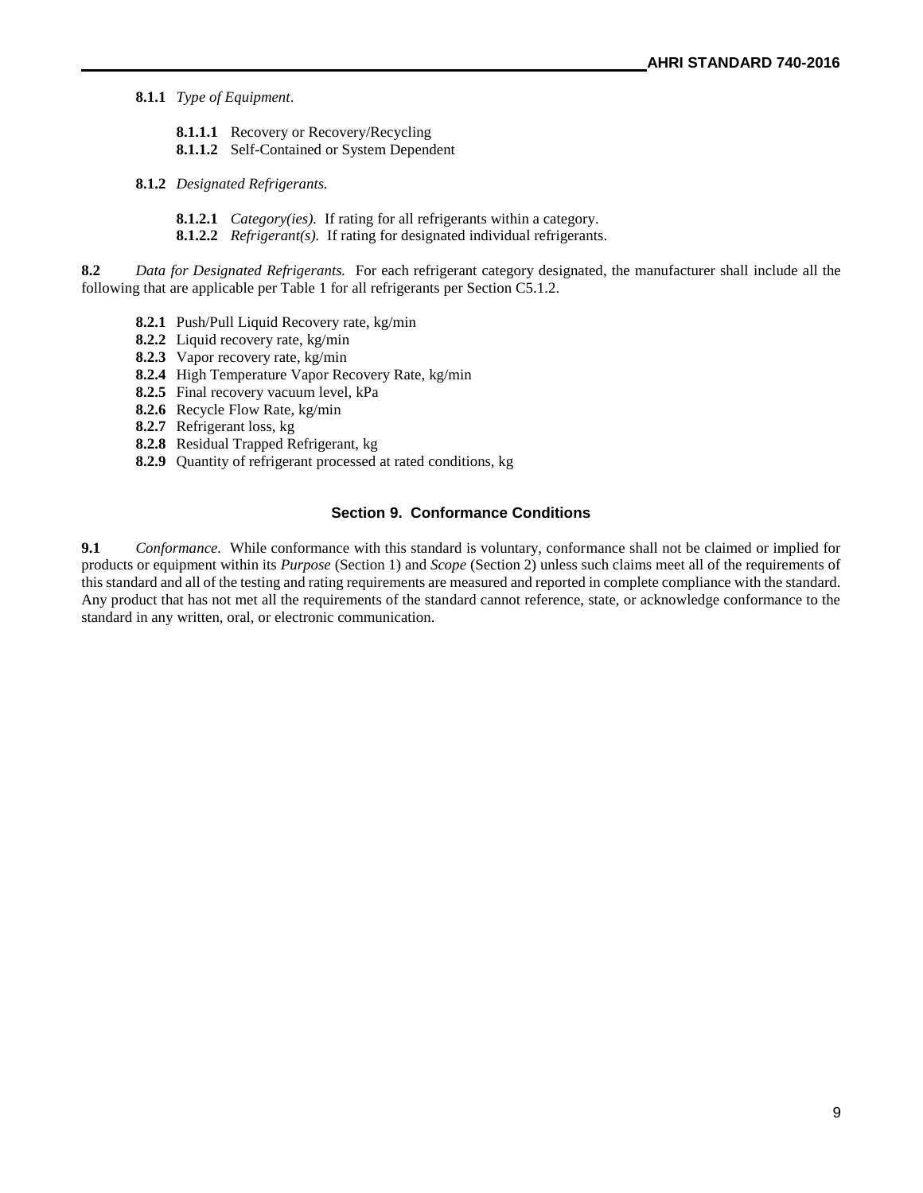**8.1.1** *Type of Equipment*.

- **8.1.1.1** Recovery or Recovery/Recycling
- **8.1.1.2** Self-Contained or System Dependent

**8.1.2** *Designated Refrigerants.*

- **8.1.2.1** *Category(ies).* If rating for all refrigerants within a category.
- **8.1.2.2** *Refrigerant(s).* If rating for designated individual refrigerants.

**8.2** *Data for Designated Refrigerants.* For each refrigerant category designated, the manufacturer shall include all the following that are applicable per Table 1 for all refrigerants per Section C5.1.2.

- **8.2.1** Push/Pull Liquid Recovery rate, kg/min
- **8.2.2** Liquid recovery rate, kg/min
- **8.2.3** Vapor recovery rate, kg/min
- **8.2.4** High Temperature Vapor Recovery Rate, kg/min
- **8.2.5** Final recovery vacuum level, kPa
- **8.2.6** Recycle Flow Rate, kg/min
- **8.2.7** Refrigerant loss, kg
- **8.2.8** Residual Trapped Refrigerant, kg
- **8.2.9** Quantity of refrigerant processed at rated conditions, kg

## Section 9. Conformance Conditions

**9.1** *Conformance.* While conformance with this standard is voluntary, conformance shall not be claimed or implied for products or equipment within its *Purpose* (Section 1) and *Scope* (Section 2) unless such claims meet all of the requirements of this standard and all of the testing and rating requirements are measured and reported in complete compliance with the standard. Any product that has not met all the requirements of the standard cannot reference, state, or acknowledge conformance to the standard in any written, oral, or electronic communication.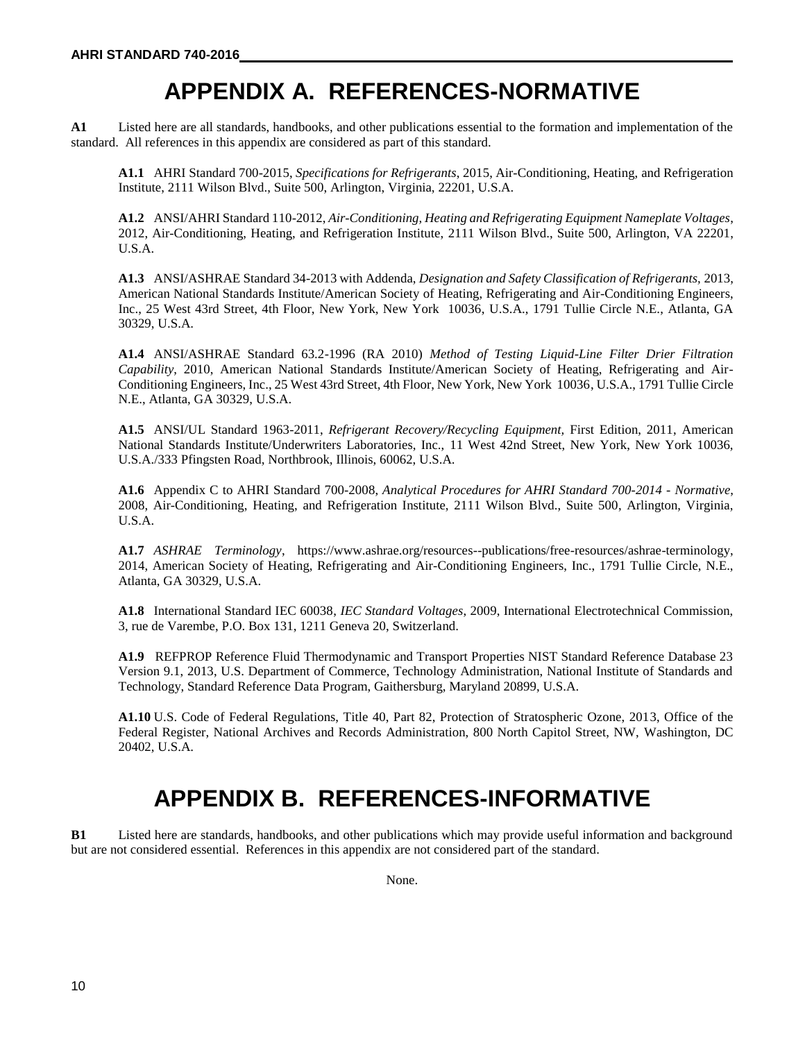# APPENDIX A. REFERENCES-NORMATIVE

**A1** Listed here are all standards, handbooks, and other publications essential to the formation and implementation of the standard. All references in this appendix are considered as part of this standard.

**A1.1** AHRI Standard 700-2015, *Specifications for Refrigerants*, 2015, Air-Conditioning, Heating, and Refrigeration Institute, 2111 Wilson Blvd., Suite 500, Arlington, Virginia, 22201, U.S.A.

**A1.2** ANSI/AHRI Standard 110-2012, *Air-Conditioning, Heating and Refrigerating Equipment Nameplate Voltages*, 2012, Air-Conditioning, Heating, and Refrigeration Institute, 2111 Wilson Blvd., Suite 500, Arlington, VA 22201, U.S.A.

**A1.3** ANSI/ASHRAE Standard 34-2013 with Addenda, *Designation and Safety Classification of Refrigerants*, 2013, American National Standards Institute/American Society of Heating, Refrigerating and Air-Conditioning Engineers, Inc., 25 West 43rd Street, 4th Floor, New York, New York 10036, U.S.A., 1791 Tullie Circle N.E., Atlanta, GA 30329, U.S.A.

**A1.4** ANSI/ASHRAE Standard 63.2-1996 (RA 2010) *Method of Testing Liquid-Line Filter Drier Filtration Capability*, 2010, American National Standards Institute/American Society of Heating, Refrigerating and Air-Conditioning Engineers, Inc., 25 West 43rd Street, 4th Floor, New York, New York 10036, U.S.A., 1791 Tullie Circle N.E., Atlanta, GA 30329, U.S.A.

**A1.5** ANSI/UL Standard 1963-2011, *Refrigerant Recovery/Recycling Equipment*, First Edition, 2011, American National Standards Institute/Underwriters Laboratories, Inc., 11 West 42nd Street, New York, New York 10036, U.S.A./333 Pfingsten Road, Northbrook, Illinois, 60062, U.S.A.

**A1.6** Appendix C to AHRI Standard 700-2008, *Analytical Procedures for AHRI Standard 700-2014 - Normative*, 2008, Air-Conditioning, Heating, and Refrigeration Institute, 2111 Wilson Blvd., Suite 500, Arlington, Virginia, U.S.A.

**A1.7** *ASHRAE Terminology*, https://www.ashrae.org/resources--publications/free-resources/ashrae-terminology, 2014, American Society of Heating, Refrigerating and Air-Conditioning Engineers, Inc., 1791 Tullie Circle, N.E., Atlanta, GA 30329, U.S.A.

**A1.8** International Standard IEC 60038, *IEC Standard Voltages*, 2009, International Electrotechnical Commission, 3, rue de Varembe, P.O. Box 131, 1211 Geneva 20, Switzerland.

**A1.9** REFPROP Reference Fluid Thermodynamic and Transport Properties NIST Standard Reference Database 23 Version 9.1, 2013, U.S. Department of Commerce, Technology Administration, National Institute of Standards and Technology, Standard Reference Data Program, Gaithersburg, Maryland 20899, U.S.A.

**A1.10** U.S. Code of Federal Regulations, Title 40, Part 82, Protection of Stratospheric Ozone, 2013, Office of the Federal Register, National Archives and Records Administration, 800 North Capitol Street, NW, Washington, DC 20402, U.S.A.

# APPENDIX B. REFERENCES-INFORMATIVE

**B1** Listed here are standards, handbooks, and other publications which may provide useful information and background but are not considered essential. References in this appendix are not considered part of the standard.

None.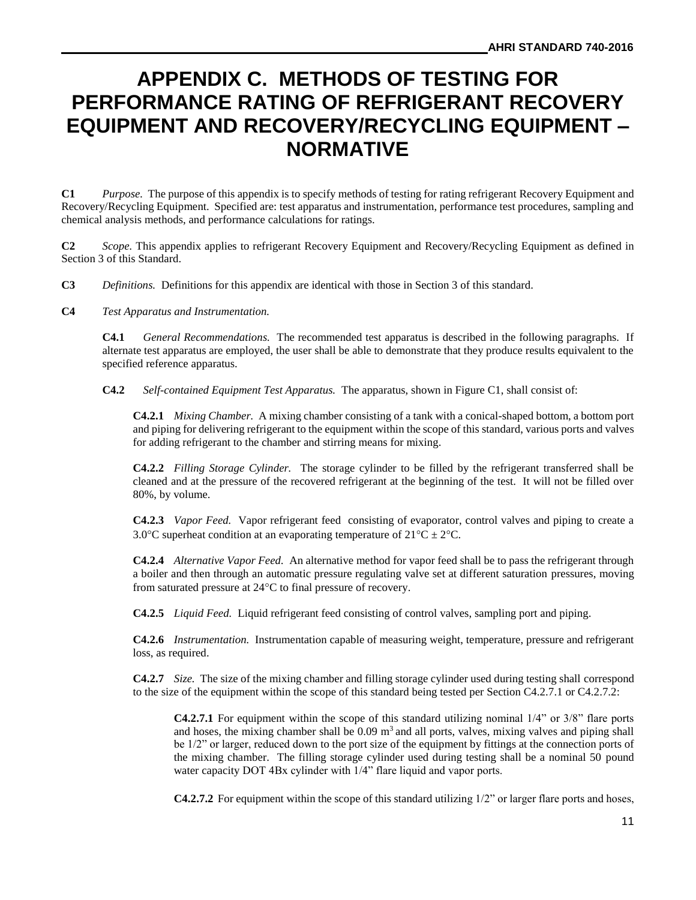# APPENDIX C. METHODS OF TESTING FOR PERFORMANCE RATING OF REFRIGERANT RECOVERY EQUIPMENT AND RECOVERY/RECYCLING EQUIPMENT – NORMATIVE

**C1** *Purpose.* The purpose of this appendix is to specify methods of testing for rating refrigerant Recovery Equipment and Recovery/Recycling Equipment. Specified are: test apparatus and instrumentation, performance test procedures, sampling and chemical analysis methods, and performance calculations for ratings.

**C2** *Scope.* This appendix applies to refrigerant Recovery Equipment and Recovery/Recycling Equipment as defined in Section 3 of this Standard.

**C3** *Definitions.* Definitions for this appendix are identical with those in Section 3 of this standard.

**C4** *Test Apparatus and Instrumentation.*

**C4.1** *General Recommendations.* The recommended test apparatus is described in the following paragraphs. If alternate test apparatus are employed, the user shall be able to demonstrate that they produce results equivalent to the specified reference apparatus.

**C4.2** *Self-contained Equipment Test Apparatus.* The apparatus, shown in Figure C1, shall consist of:

**C4.2.1** *Mixing Chamber.* A mixing chamber consisting of a tank with a conical-shaped bottom, a bottom port and piping for delivering refrigerant to the equipment within the scope of this standard, various ports and valves for adding refrigerant to the chamber and stirring means for mixing.

**C4.2.2** *Filling Storage Cylinder.* The storage cylinder to be filled by the refrigerant transferred shall be cleaned and at the pressure of the recovered refrigerant at the beginning of the test. It will not be filled over 80%, by volume.

**C4.2.3** *Vapor Feed.* Vapor refrigerant feed consisting of evaporator, control valves and piping to create a 3.0°C superheat condition at an evaporating temperature of 21°C ± 2°C.

**C4.2.4** *Alternative Vapor Feed.* An alternative method for vapor feed shall be to pass the refrigerant through a boiler and then through an automatic pressure regulating valve set at different saturation pressures, moving from saturated pressure at 24°C to final pressure of recovery.

**C4.2.5** *Liquid Feed.* Liquid refrigerant feed consisting of control valves, sampling port and piping.

**C4.2.6** *Instrumentation.* Instrumentation capable of measuring weight, temperature, pressure and refrigerant loss, as required.

**C4.2.7** *Size.* The size of the mixing chamber and filling storage cylinder used during testing shall correspond to the size of the equipment within the scope of this standard being tested per Section C4.2.7.1 or C4.2.7.2:

**C4.2.7.1** For equipment within the scope of this standard utilizing nominal 1/4" or 3/8" flare ports and hoses, the mixing chamber shall be 0.09 $m^3$ and all ports, valves, mixing valves and piping shall be 1/2" or larger, reduced down to the port size of the equipment by fittings at the connection ports of the mixing chamber. The filling storage cylinder used during testing shall be a nominal 50 pound water capacity DOT 4Bx cylinder with 1/4" flare liquid and vapor ports.

**C4.2.7.2** For equipment within the scope of this standard utilizing 1/2" or larger flare ports and hoses,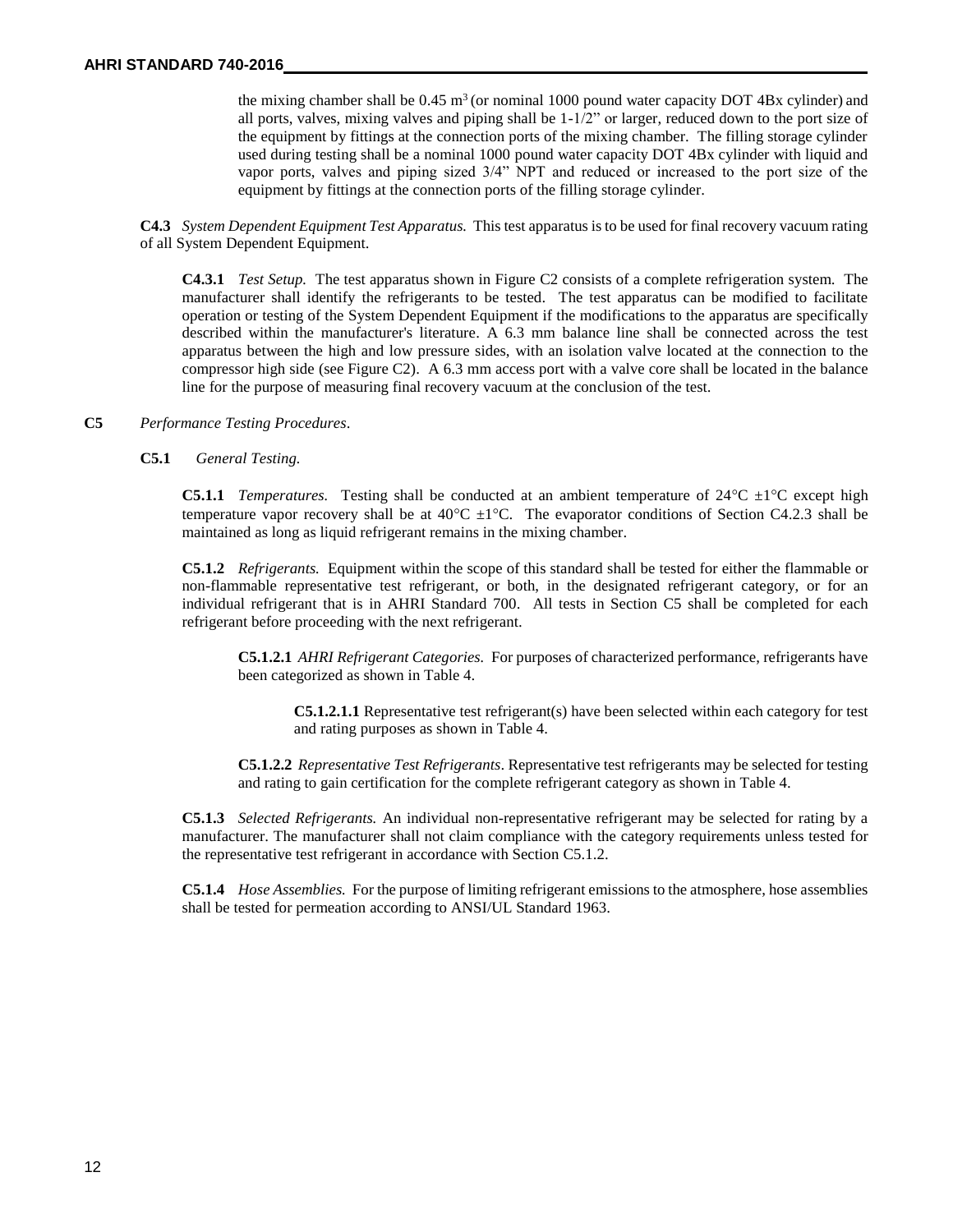the mixing chamber shall be 0.45 $m^3$ (or nominal 1000 pound water capacity DOT 4Bx cylinder) and all ports, valves, mixing valves and piping shall be 1-1/2" or larger, reduced down to the port size of the equipment by fittings at the connection ports of the mixing chamber. The filling storage cylinder used during testing shall be a nominal 1000 pound water capacity DOT 4Bx cylinder with liquid and vapor ports, valves and piping sized 3/4" NPT and reduced or increased to the port size of the equipment by fittings at the connection ports of the filling storage cylinder.

**C4.3** *System Dependent Equipment Test Apparatus.* This test apparatus is to be used for final recovery vacuum rating of all System Dependent Equipment.

**C4.3.1** *Test Setup.* The test apparatus shown in Figure C2 consists of a complete refrigeration system. The manufacturer shall identify the refrigerants to be tested. The test apparatus can be modified to facilitate operation or testing of the System Dependent Equipment if the modifications to the apparatus are specifically described within the manufacturer's literature. A 6.3 mm balance line shall be connected across the test apparatus between the high and low pressure sides, with an isolation valve located at the connection to the compressor high side (see Figure C2). A 6.3 mm access port with a valve core shall be located in the balance line for the purpose of measuring final recovery vacuum at the conclusion of the test.

**C5** *Performance Testing Procedures*.

**C5.1** *General Testing.*

**C5.1.1** *Temperatures.* Testing shall be conducted at an ambient temperature of 24°C ±1°C except high temperature vapor recovery shall be at 40°C ±1°C. The evaporator conditions of Section C4.2.3 shall be maintained as long as liquid refrigerant remains in the mixing chamber.

**C5.1.2** *Refrigerants.* Equipment within the scope of this standard shall be tested for either the flammable or non-flammable representative test refrigerant, or both, in the designated refrigerant category, or for an individual refrigerant that is in AHRI Standard 700. All tests in Section C5 shall be completed for each refrigerant before proceeding with the next refrigerant.

**C5.1.2.1** *AHRI Refrigerant Categories.* For purposes of characterized performance, refrigerants have been categorized as shown in Table 4.

**C5.1.2.1.1** Representative test refrigerant(s) have been selected within each category for test and rating purposes as shown in Table 4.

**C5.1.2.2** *Representative Test Refrigerants*. Representative test refrigerants may be selected for testing and rating to gain certification for the complete refrigerant category as shown in Table 4.

**C5.1.3** *Selected Refrigerants.* An individual non-representative refrigerant may be selected for rating by a manufacturer. The manufacturer shall not claim compliance with the category requirements unless tested for the representative test refrigerant in accordance with Section C5.1.2.

**C5.1.4** *Hose Assemblies.* For the purpose of limiting refrigerant emissions to the atmosphere, hose assemblies shall be tested for permeation according to ANSI/UL Standard 1963.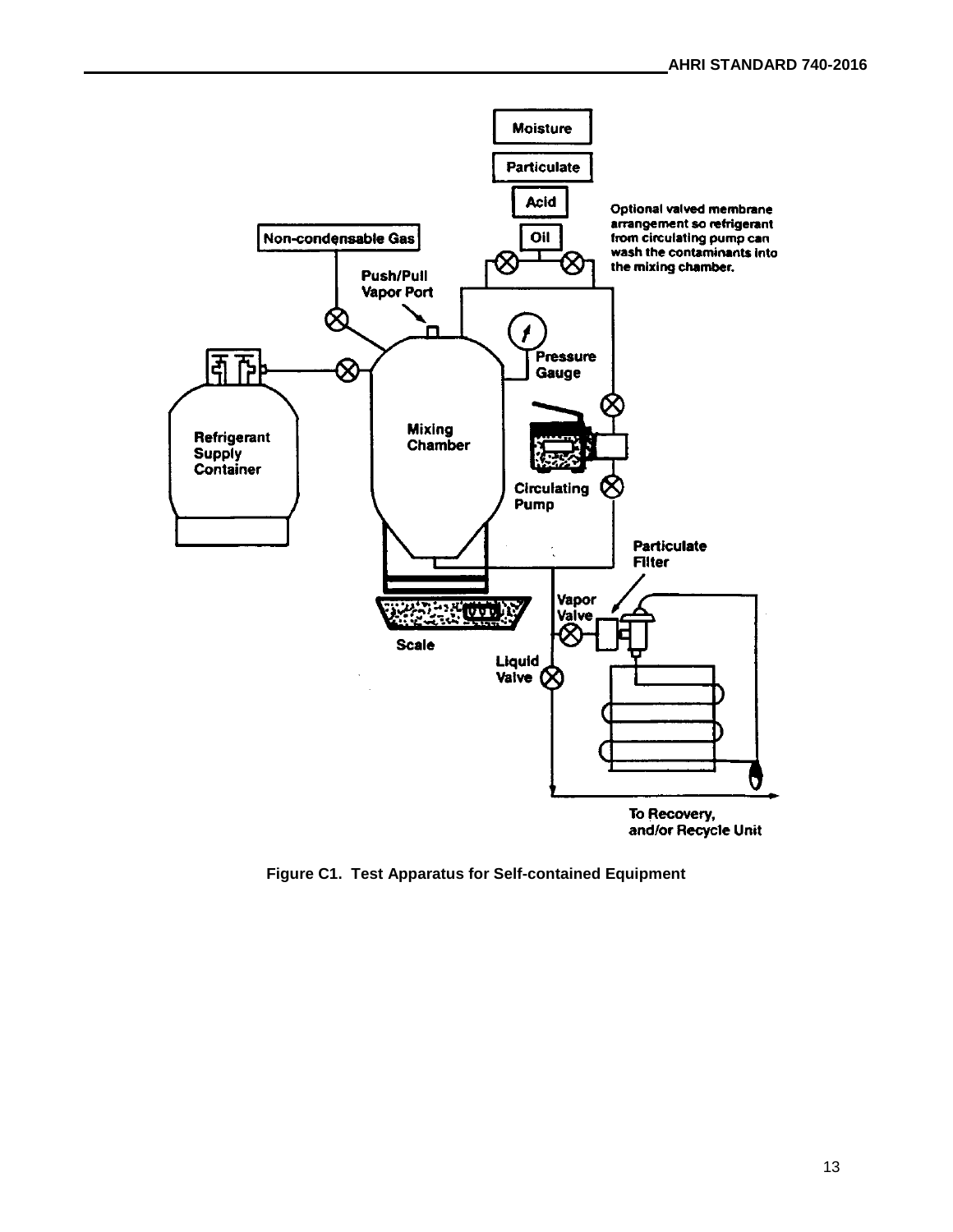Moisture

Particulate

Acid

Oil

Non-condensable Gas

Optional valved membrane arrangement so refrigerant from circulating pump can wash the contaminants into the mixing chamber.

Push/Pull Vapor Port

Pressure Gauge

Refrigerant Supply Container

Mixing Chamber

Circulating Pump

Particulate Filter

Scale

Vapor Valve

Liquid Valve

To Recovery, and/or Recycle Unit

**Figure C1. Test Apparatus for Self-contained Equipment**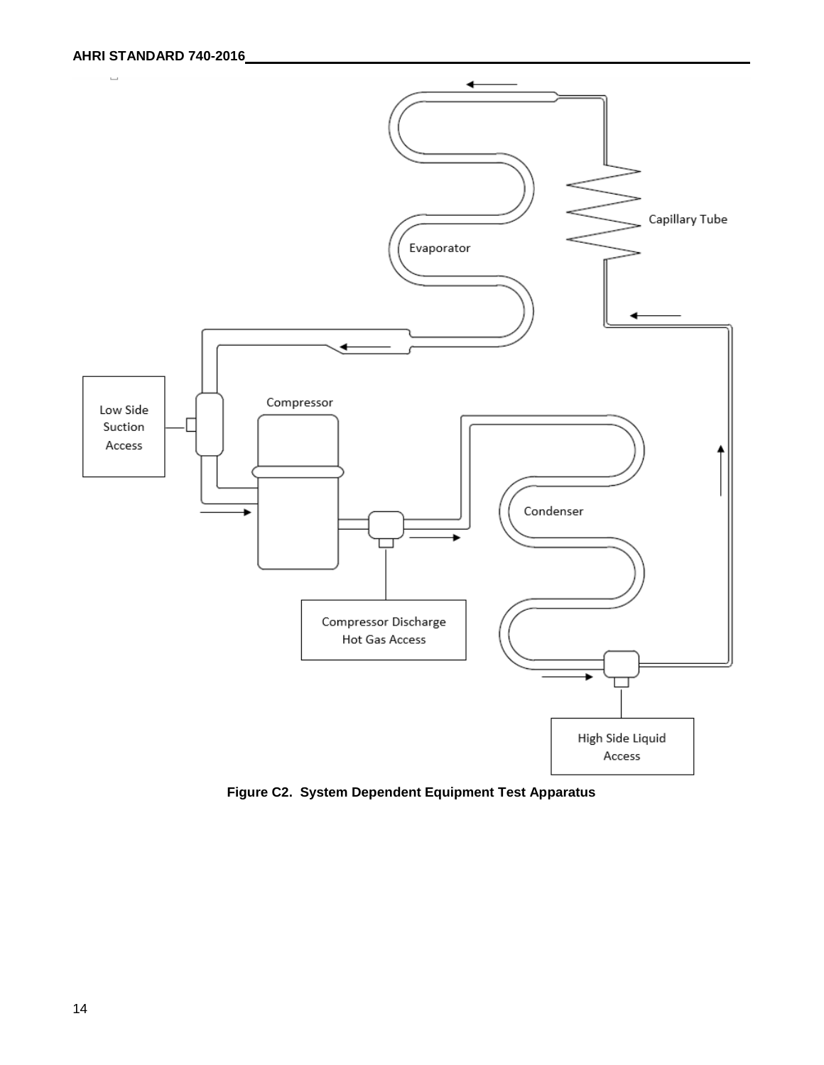Evaporator

Capillary Tube

Low Side Suction Access

Compressor

Condenser

Compressor Discharge Hot Gas Access

High Side Liquid Access

**Figure C2. System Dependent Equipment Test Apparatus**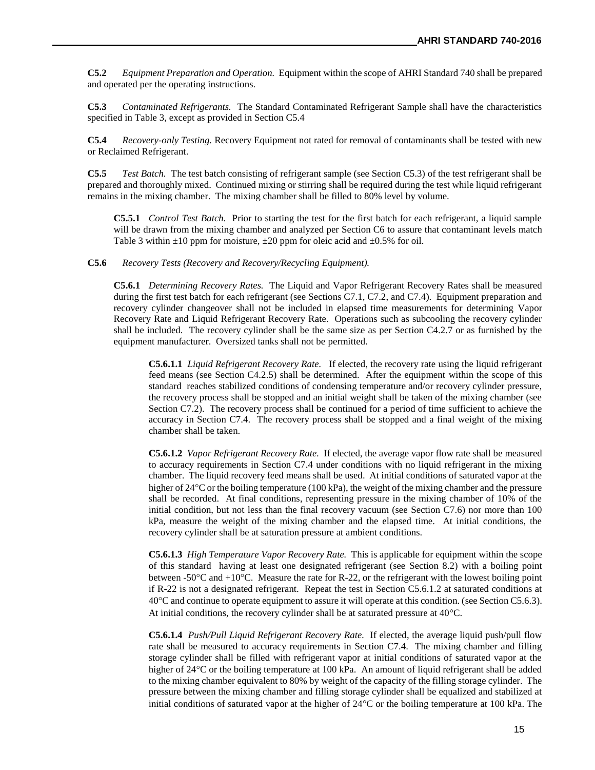**C5.2** *Equipment Preparation and Operation.* Equipment within the scope of AHRI Standard 740 shall be prepared and operated per the operating instructions.

**C5.3** *Contaminated Refrigerants.* The Standard Contaminated Refrigerant Sample shall have the characteristics specified in Table 3, except as provided in Section C5.4

**C5.4** *Recovery-only Testing.* Recovery Equipment not rated for removal of contaminants shall be tested with new or Reclaimed Refrigerant.

**C5.5** *Test Batch.* The test batch consisting of refrigerant sample (see Section C5.3) of the test refrigerant shall be prepared and thoroughly mixed. Continued mixing or stirring shall be required during the test while liquid refrigerant remains in the mixing chamber. The mixing chamber shall be filled to 80% level by volume.

**C5.5.1** *Control Test Batch.* Prior to starting the test for the first batch for each refrigerant, a liquid sample will be drawn from the mixing chamber and analyzed per Section C6 to assure that contaminant levels match Table 3 within ±10 ppm for moisture, ±20 ppm for oleic acid and ±0.5% for oil.

**C5.6** *Recovery Tests (Recovery and Recovery/Recycling Equipment).*

**C5.6.1** *Determining Recovery Rates.* The Liquid and Vapor Refrigerant Recovery Rates shall be measured during the first test batch for each refrigerant (see Sections C7.1, C7.2, and C7.4). Equipment preparation and recovery cylinder changeover shall not be included in elapsed time measurements for determining Vapor Recovery Rate and Liquid Refrigerant Recovery Rate. Operations such as subcooling the recovery cylinder shall be included. The recovery cylinder shall be the same size as per Section C4.2.7 or as furnished by the equipment manufacturer. Oversized tanks shall not be permitted.

**C5.6.1.1** *Liquid Refrigerant Recovery Rate.* If elected, the recovery rate using the liquid refrigerant feed means (see Section C4.2.5) shall be determined. After the equipment within the scope of this standard reaches stabilized conditions of condensing temperature and/or recovery cylinder pressure, the recovery process shall be stopped and an initial weight shall be taken of the mixing chamber (see Section C7.2). The recovery process shall be continued for a period of time sufficient to achieve the accuracy in Section C7.4. The recovery process shall be stopped and a final weight of the mixing chamber shall be taken.

**C5.6.1.2** *Vapor Refrigerant Recovery Rate.* If elected, the average vapor flow rate shall be measured to accuracy requirements in Section C7.4 under conditions with no liquid refrigerant in the mixing chamber. The liquid recovery feed means shall be used. At initial conditions of saturated vapor at the higher of 24°C or the boiling temperature (100 kPa), the weight of the mixing chamber and the pressure shall be recorded. At final conditions, representing pressure in the mixing chamber of 10% of the initial condition, but not less than the final recovery vacuum (see Section C7.6) nor more than 100 kPa, measure the weight of the mixing chamber and the elapsed time. At initial conditions, the recovery cylinder shall be at saturation pressure at ambient conditions.

**C5.6.1.3** *High Temperature Vapor Recovery Rate.* This is applicable for equipment within the scope of this standard having at least one designated refrigerant (see Section 8.2) with a boiling point between -50°C and +10°C. Measure the rate for R-22, or the refrigerant with the lowest boiling point if R-22 is not a designated refrigerant. Repeat the test in Section C5.6.1.2 at saturated conditions at 40°C and continue to operate equipment to assure it will operate at this condition. (see Section C5.6.3). At initial conditions, the recovery cylinder shall be at saturated pressure at 40°C.

**C5.6.1.4** *Push/Pull Liquid Refrigerant Recovery Rate.* If elected, the average liquid push/pull flow rate shall be measured to accuracy requirements in Section C7.4. The mixing chamber and filling storage cylinder shall be filled with refrigerant vapor at initial conditions of saturated vapor at the higher of 24°C or the boiling temperature at 100 kPa. An amount of liquid refrigerant shall be added to the mixing chamber equivalent to 80% by weight of the capacity of the filling storage cylinder. The pressure between the mixing chamber and filling storage cylinder shall be equalized and stabilized at initial conditions of saturated vapor at the higher of 24°C or the boiling temperature at 100 kPa. The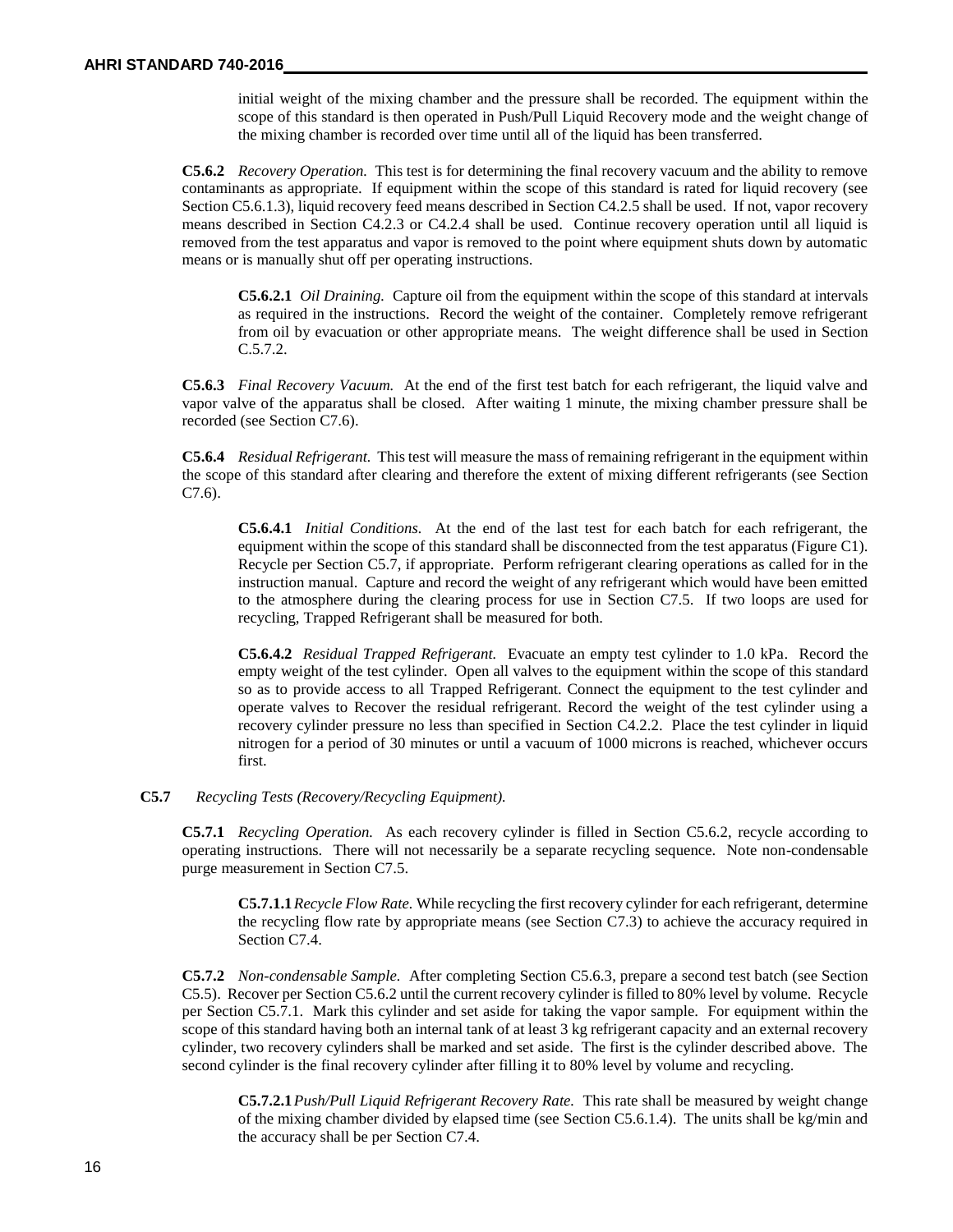initial weight of the mixing chamber and the pressure shall be recorded. The equipment within the scope of this standard is then operated in Push/Pull Liquid Recovery mode and the weight change of the mixing chamber is recorded over time until all of the liquid has been transferred.

**C5.6.2** *Recovery Operation.* This test is for determining the final recovery vacuum and the ability to remove contaminants as appropriate. If equipment within the scope of this standard is rated for liquid recovery (see Section C5.6.1.3), liquid recovery feed means described in Section C4.2.5 shall be used. If not, vapor recovery means described in Section C4.2.3 or C4.2.4 shall be used. Continue recovery operation until all liquid is removed from the test apparatus and vapor is removed to the point where equipment shuts down by automatic means or is manually shut off per operating instructions.

**C5.6.2.1** *Oil Draining.* Capture oil from the equipment within the scope of this standard at intervals as required in the instructions. Record the weight of the container. Completely remove refrigerant from oil by evacuation or other appropriate means. The weight difference shall be used in Section C.5.7.2.

**C5.6.3** *Final Recovery Vacuum.* At the end of the first test batch for each refrigerant, the liquid valve and vapor valve of the apparatus shall be closed. After waiting 1 minute, the mixing chamber pressure shall be recorded (see Section C7.6).

**C5.6.4** *Residual Refrigerant.* This test will measure the mass of remaining refrigerant in the equipment within the scope of this standard after clearing and therefore the extent of mixing different refrigerants (see Section C7.6).

**C5.6.4.1** *Initial Conditions.* At the end of the last test for each batch for each refrigerant, the equipment within the scope of this standard shall be disconnected from the test apparatus (Figure C1). Recycle per Section C5.7, if appropriate. Perform refrigerant clearing operations as called for in the instruction manual. Capture and record the weight of any refrigerant which would have been emitted to the atmosphere during the clearing process for use in Section C7.5. If two loops are used for recycling, Trapped Refrigerant shall be measured for both.

**C5.6.4.2** *Residual Trapped Refrigerant.* Evacuate an empty test cylinder to 1.0 kPa. Record the empty weight of the test cylinder. Open all valves to the equipment within the scope of this standard so as to provide access to all Trapped Refrigerant. Connect the equipment to the test cylinder and operate valves to Recover the residual refrigerant. Record the weight of the test cylinder using a recovery cylinder pressure no less than specified in Section C4.2.2. Place the test cylinder in liquid nitrogen for a period of 30 minutes or until a vacuum of 1000 microns is reached, whichever occurs first.

**C5.7** *Recycling Tests (Recovery/Recycling Equipment).*

**C5.7.1** *Recycling Operation.* As each recovery cylinder is filled in Section C5.6.2, recycle according to operating instructions. There will not necessarily be a separate recycling sequence. Note non-condensable purge measurement in Section C7.5.

**C5.7.1.1** *Recycle Flow Rate.* While recycling the first recovery cylinder for each refrigerant, determine the recycling flow rate by appropriate means (see Section C7.3) to achieve the accuracy required in Section C7.4.

**C5.7.2** *Non-condensable Sample.* After completing Section C5.6.3, prepare a second test batch (see Section C5.5). Recover per Section C5.6.2 until the current recovery cylinder is filled to 80% level by volume. Recycle per Section C5.7.1. Mark this cylinder and set aside for taking the vapor sample. For equipment within the scope of this standard having both an internal tank of at least 3 kg refrigerant capacity and an external recovery cylinder, two recovery cylinders shall be marked and set aside. The first is the cylinder described above. The second cylinder is the final recovery cylinder after filling it to 80% level by volume and recycling.

**C5.7.2.1** *Push/Pull Liquid Refrigerant Recovery Rate.* This rate shall be measured by weight change of the mixing chamber divided by elapsed time (see Section C5.6.1.4). The units shall be kg/min and the accuracy shall be per Section C7.4.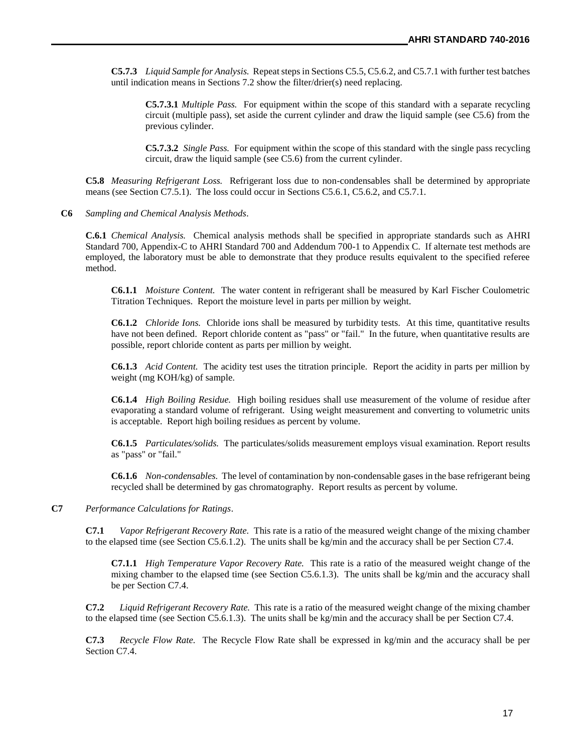**C5.7.3** *Liquid Sample for Analysis.* Repeat steps in Sections C5.5, C5.6.2, and C5.7.1 with further test batches until indication means in Sections 7.2 show the filter/drier(s) need replacing.

**C5.7.3.1** *Multiple Pass.* For equipment within the scope of this standard with a separate recycling circuit (multiple pass), set aside the current cylinder and draw the liquid sample (see C5.6) from the previous cylinder.

**C5.7.3.2** *Single Pass.* For equipment within the scope of this standard with the single pass recycling circuit, draw the liquid sample (see C5.6) from the current cylinder.

**C5.8** *Measuring Refrigerant Loss.* Refrigerant loss due to non-condensables shall be determined by appropriate means (see Section C7.5.1). The loss could occur in Sections C5.6.1, C5.6.2, and C5.7.1.

**C6** *Sampling and Chemical Analysis Methods*.

**C.6.1** *Chemical Analysis.* Chemical analysis methods shall be specified in appropriate standards such as AHRI Standard 700, Appendix-C to AHRI Standard 700 and Addendum 700-1 to Appendix C. If alternate test methods are employed, the laboratory must be able to demonstrate that they produce results equivalent to the specified referee method.

**C6.1.1** *Moisture Content.* The water content in refrigerant shall be measured by Karl Fischer Coulometric Titration Techniques. Report the moisture level in parts per million by weight.

**C6.1.2** *Chloride Ions.* Chloride ions shall be measured by turbidity tests. At this time, quantitative results have not been defined. Report chloride content as "pass" or "fail." In the future, when quantitative results are possible, report chloride content as parts per million by weight.

**C6.1.3** *Acid Content.* The acidity test uses the titration principle. Report the acidity in parts per million by weight (mg KOH/kg) of sample.

**C6.1.4** *High Boiling Residue.* High boiling residues shall use measurement of the volume of residue after evaporating a standard volume of refrigerant. Using weight measurement and converting to volumetric units is acceptable. Report high boiling residues as percent by volume.

**C6.1.5** *Particulates/solids.* The particulates/solids measurement employs visual examination. Report results as "pass" or "fail."

**C6.1.6** *Non-condensables.* The level of contamination by non-condensable gases in the base refrigerant being recycled shall be determined by gas chromatography. Report results as percent by volume.

**C7** *Performance Calculations for Ratings*.

**C7.1** *Vapor Refrigerant Recovery Rate.* This rate is a ratio of the measured weight change of the mixing chamber to the elapsed time (see Section C5.6.1.2). The units shall be kg/min and the accuracy shall be per Section C7.4.

**C7.1.1** *High Temperature Vapor Recovery Rate.* This rate is a ratio of the measured weight change of the mixing chamber to the elapsed time (see Section C5.6.1.3). The units shall be kg/min and the accuracy shall be per Section C7.4.

**C7.2** *Liquid Refrigerant Recovery Rate.* This rate is a ratio of the measured weight change of the mixing chamber to the elapsed time (see Section C5.6.1.3). The units shall be kg/min and the accuracy shall be per Section C7.4.

**C7.3** *Recycle Flow Rate.* The Recycle Flow Rate shall be expressed in kg/min and the accuracy shall be per Section C7.4.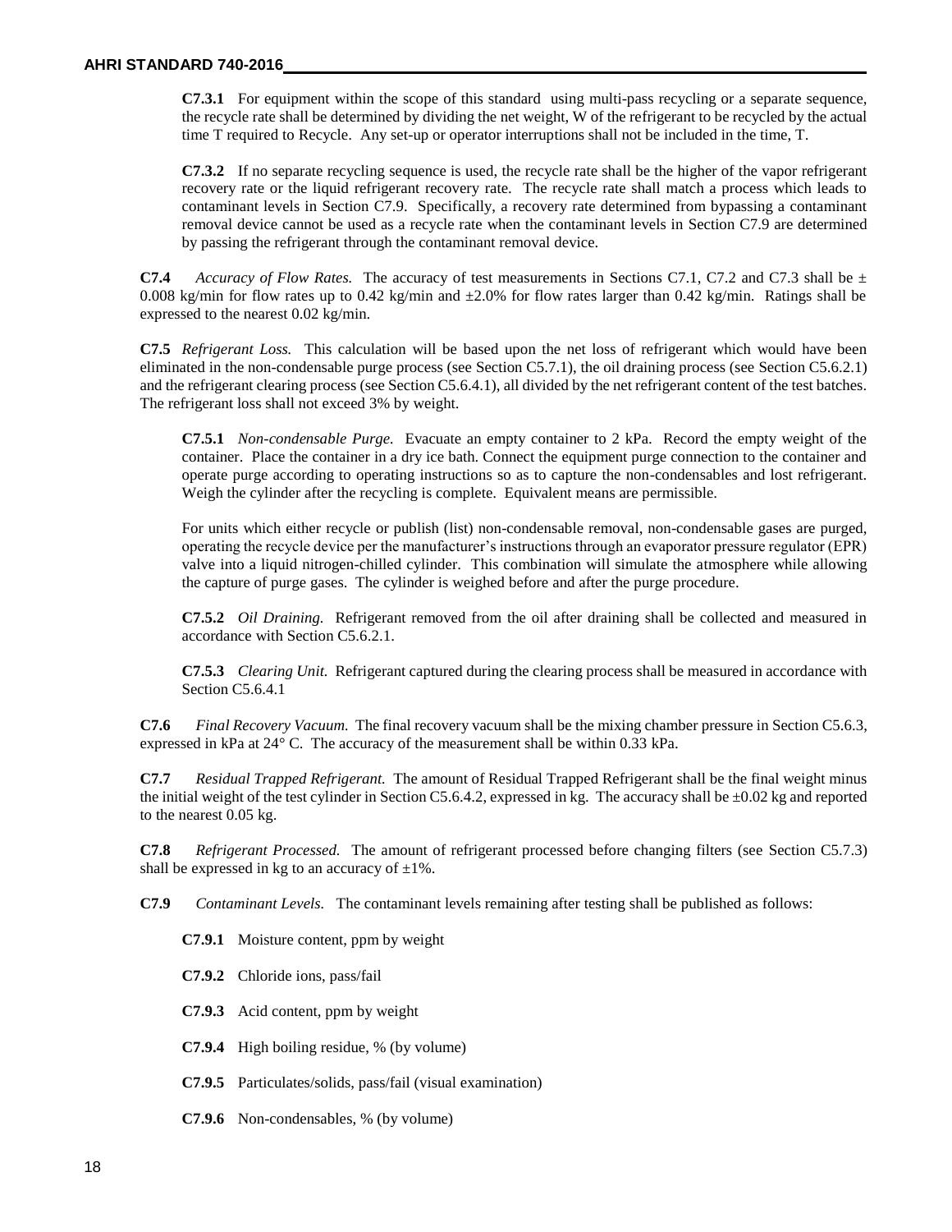**C7.3.1** For equipment within the scope of this standard using multi-pass recycling or a separate sequence, the recycle rate shall be determined by dividing the net weight, W of the refrigerant to be recycled by the actual time T required to Recycle. Any set-up or operator interruptions shall not be included in the time, T.

**C7.3.2** If no separate recycling sequence is used, the recycle rate shall be the higher of the vapor refrigerant recovery rate or the liquid refrigerant recovery rate. The recycle rate shall match a process which leads to contaminant levels in Section C7.9. Specifically, a recovery rate determined from bypassing a contaminant removal device cannot be used as a recycle rate when the contaminant levels in Section C7.9 are determined by passing the refrigerant through the contaminant removal device.

**C7.4** *Accuracy of Flow Rates.* The accuracy of test measurements in Sections C7.1, C7.2 and C7.3 shall be ± 0.008 kg/min for flow rates up to 0.42 kg/min and ±2.0% for flow rates larger than 0.42 kg/min. Ratings shall be expressed to the nearest 0.02 kg/min.

**C7.5** *Refrigerant Loss.* This calculation will be based upon the net loss of refrigerant which would have been eliminated in the non-condensable purge process (see Section C5.7.1), the oil draining process (see Section C5.6.2.1) and the refrigerant clearing process (see Section C5.6.4.1), all divided by the net refrigerant content of the test batches. The refrigerant loss shall not exceed 3% by weight.

**C7.5.1** *Non-condensable Purge.* Evacuate an empty container to 2 kPa. Record the empty weight of the container. Place the container in a dry ice bath. Connect the equipment purge connection to the container and operate purge according to operating instructions so as to capture the non-condensables and lost refrigerant. Weigh the cylinder after the recycling is complete. Equivalent means are permissible.

For units which either recycle or publish (list) non-condensable removal, non-condensable gases are purged, operating the recycle device per the manufacturer's instructions through an evaporator pressure regulator (EPR) valve into a liquid nitrogen-chilled cylinder. This combination will simulate the atmosphere while allowing the capture of purge gases. The cylinder is weighed before and after the purge procedure.

**C7.5.2** *Oil Draining.* Refrigerant removed from the oil after draining shall be collected and measured in accordance with Section C5.6.2.1.

**C7.5.3** *Clearing Unit.* Refrigerant captured during the clearing process shall be measured in accordance with Section C5.6.4.1

**C7.6** *Final Recovery Vacuum.* The final recovery vacuum shall be the mixing chamber pressure in Section C5.6.3, expressed in kPa at 24° C. The accuracy of the measurement shall be within 0.33 kPa.

**C7.7** *Residual Trapped Refrigerant.* The amount of Residual Trapped Refrigerant shall be the final weight minus the initial weight of the test cylinder in Section C5.6.4.2, expressed in kg. The accuracy shall be ±0.02 kg and reported to the nearest 0.05 kg.

**C7.8** *Refrigerant Processed.* The amount of refrigerant processed before changing filters (see Section C5.7.3) shall be expressed in kg to an accuracy of ±1%.

**C7.9** *Contaminant Levels.* The contaminant levels remaining after testing shall be published as follows:

**C7.9.1** Moisture content, ppm by weight

**C7.9.2** Chloride ions, pass/fail

**C7.9.3** Acid content, ppm by weight

**C7.9.4** High boiling residue, % (by volume)

**C7.9.5** Particulates/solids, pass/fail (visual examination)

**C7.9.6** Non-condensables, % (by volume)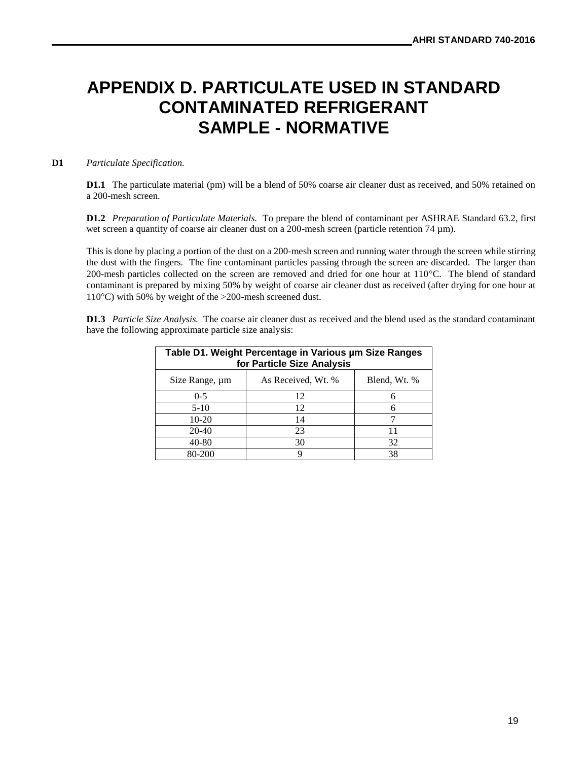# APPENDIX D. PARTICULATE USED IN STANDARD CONTAMINATED REFRIGERANT SAMPLE - NORMATIVE

**D1** *Particulate Specification.*

**D1.1** The particulate material (pm) will be a blend of 50% coarse air cleaner dust as received, and 50% retained on a 200-mesh screen.

**D1.2** *Preparation of Particulate Materials.* To prepare the blend of contaminant per ASHRAE Standard 63.2, first wet screen a quantity of coarse air cleaner dust on a 200-mesh screen (particle retention 74 µm).

This is done by placing a portion of the dust on a 200-mesh screen and running water through the screen while stirring the dust with the fingers. The fine contaminant particles passing through the screen are discarded. The larger than 200-mesh particles collected on the screen are removed and dried for one hour at 110°C. The blend of standard contaminant is prepared by mixing 50% by weight of coarse air cleaner dust as received (after drying for one hour at 110°C) with 50% by weight of the >200-mesh screened dust.

**D1.3** *Particle Size Analysis.* The coarse air cleaner dust as received and the blend used as the standard contaminant have the following approximate particle size analysis:

**Table D1. Weight Percentage in Various µm Size Ranges for Particle Size Analysis**

| Size Range, µm | As Received, Wt. % | Blend, Wt. % |
|---|---|---|
| 0-5 | 12 | 6 |
| 5-10 | 12 | 6 |
| 10-20 | 14 | 7 |
| 20-40 | 23 | 11 |
| 40-80 | 30 | 32 |
| 80-200 | 9 | 38 |